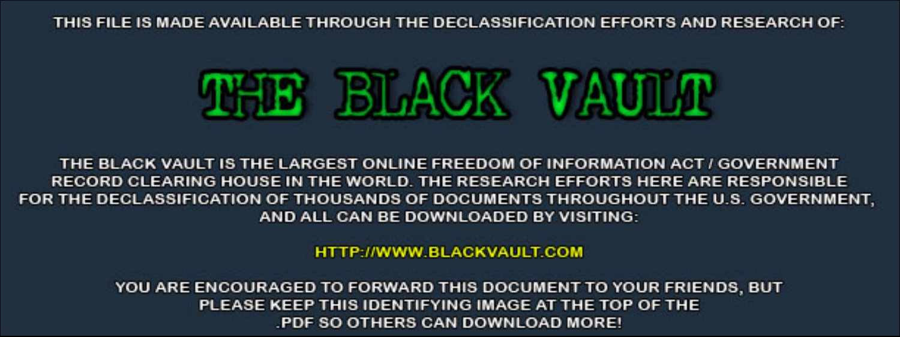THIS FILE IS MADE AVAILABLE THROUGH THE DECLASSIFICATION EFFORTS AND RESEARCH OF:

# THE BLACK VAULT

THE BLACK VAULT IS THE LARGEST ONLINE FREEDOM OF INFORMATION ACT / GOVERNMENT RECORD CLEARING HOUSE IN THE WORLD. THE RESEARCH EFFORTS HERE ARE RESPONSIBLE FOR THE DECLASSIFICATION OF THOUSANDS OF DOCUMENTS THROUGHOUT THE U.S. GOVERNMENT, AND ALL CAN BE DOWNLOADED BY VISITING:

HTTP://WWW.BLACKVAULT.COM

YOU ARE ENCOURAGED TO FORWARD THIS DOCUMENT TO YOUR FRIENDS, BUT PLEASE KEEP THIS IDENTIFYING IMAGE AT THE TOP OF THE .PDF SO OTHERS CAN DOWNLOAD MORE!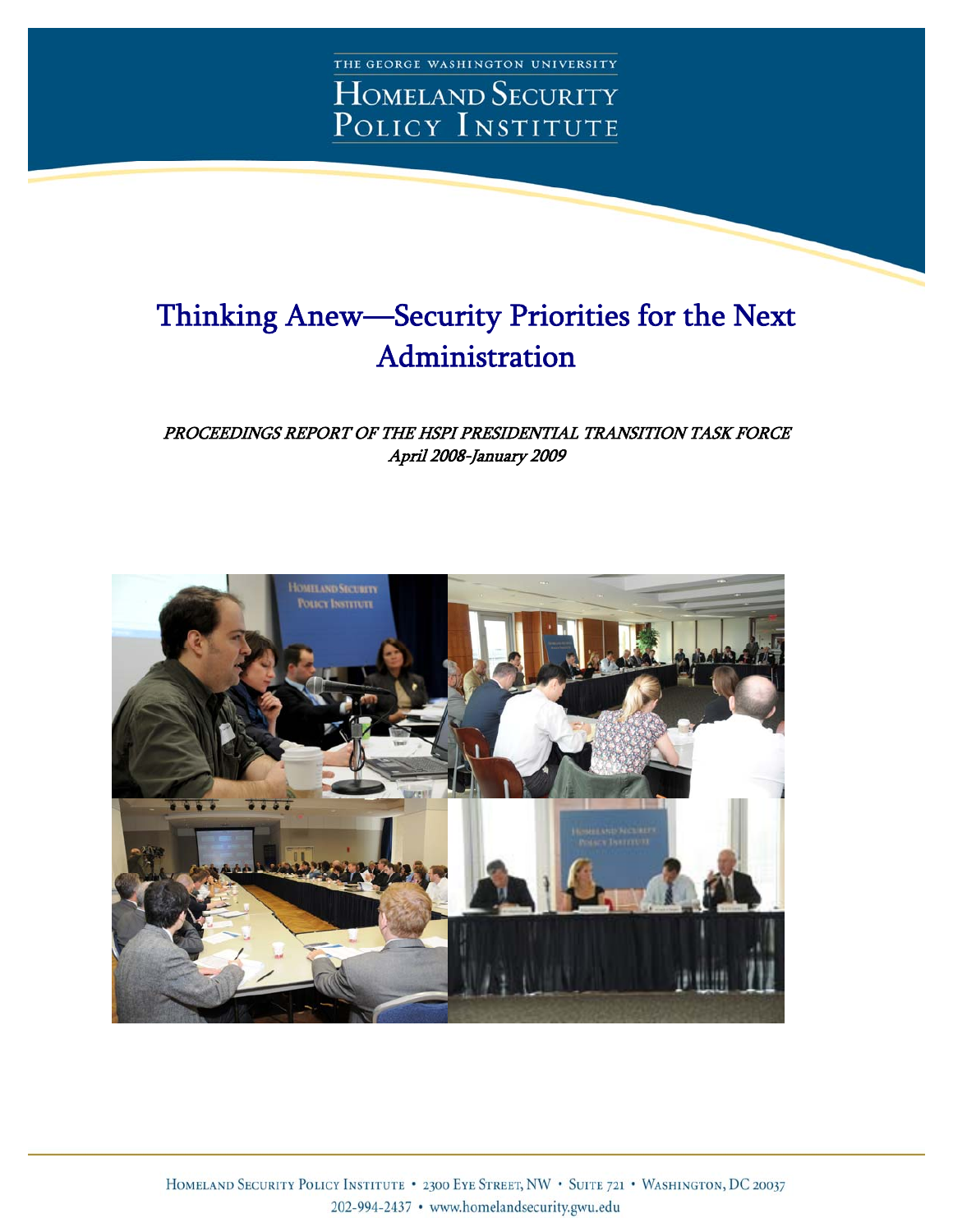THE GEORGE WASHINGTON UNIVERSITY

HOMELAND SECURITY POLICY INSTITUTE

# Thinking Anew—Security Priorities for the Next Administration

*PROCEEDINGS REPORT OF THE HSPI PRESIDENTIAL TRANSITION TASK FORCE*
*April 2008-January 2009*

HOMELAND SECURITY POLICY INSTITUTE • 2300 EYE STREET, NW • SUITE 721 • WASHINGTON, DC 20037
202-994-2437 • www.homelandsecurity.gwu.edu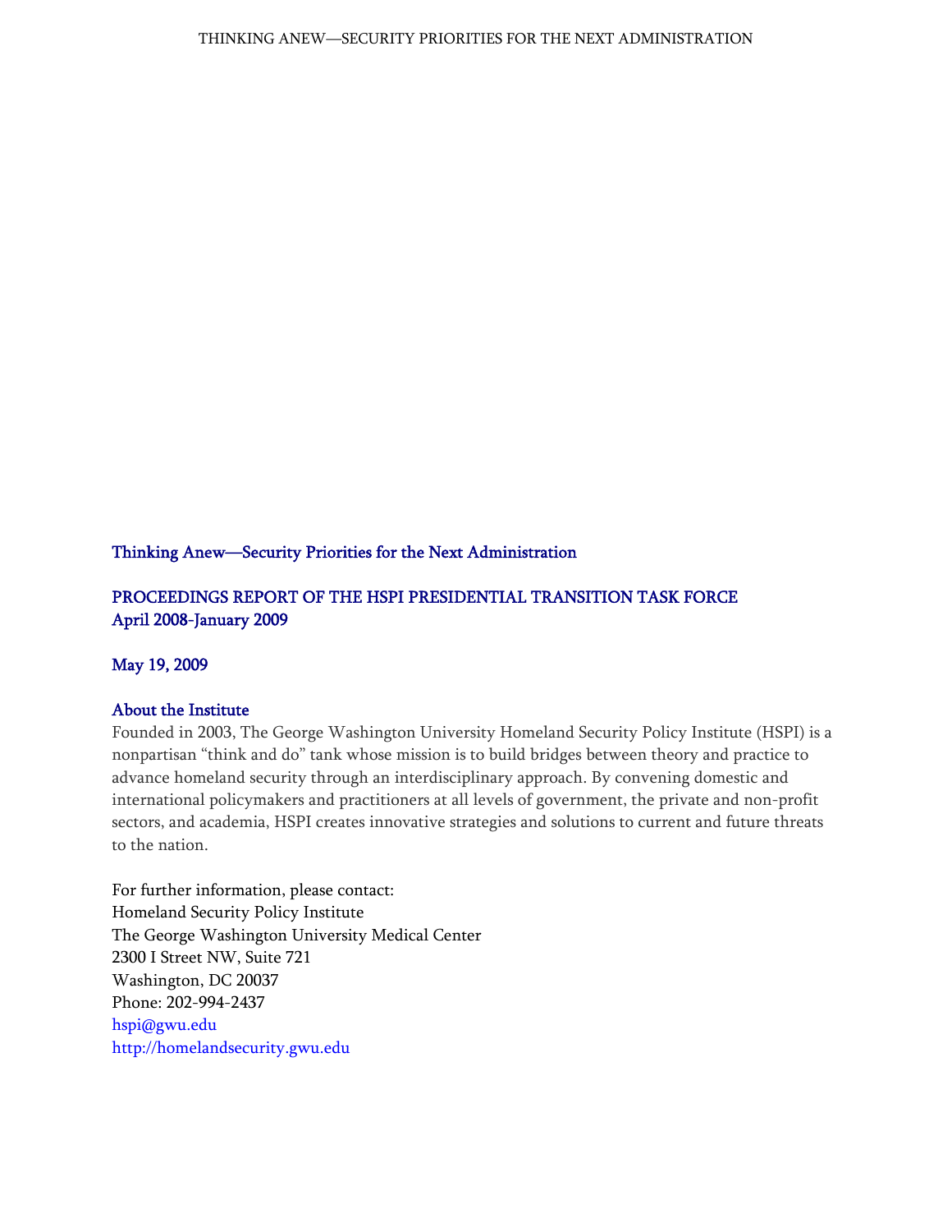## Thinking Anew—Security Priorities for the Next Administration

PROCEEDINGS REPORT OF THE HSPI PRESIDENTIAL TRANSITION TASK FORCE
April 2008-January 2009

May 19, 2009

### About the Institute

Founded in 2003, The George Washington University Homeland Security Policy Institute (HSPI) is a nonpartisan "think and do" tank whose mission is to build bridges between theory and practice to advance homeland security through an interdisciplinary approach. By convening domestic and international policymakers and practitioners at all levels of government, the private and non-profit sectors, and academia, HSPI creates innovative strategies and solutions to current and future threats to the nation.

For further information, please contact:
Homeland Security Policy Institute
The George Washington University Medical Center
2300 I Street NW, Suite 721
Washington, DC 20037
Phone: 202-994-2437
hspi@gwu.edu
http://homelandsecurity.gwu.edu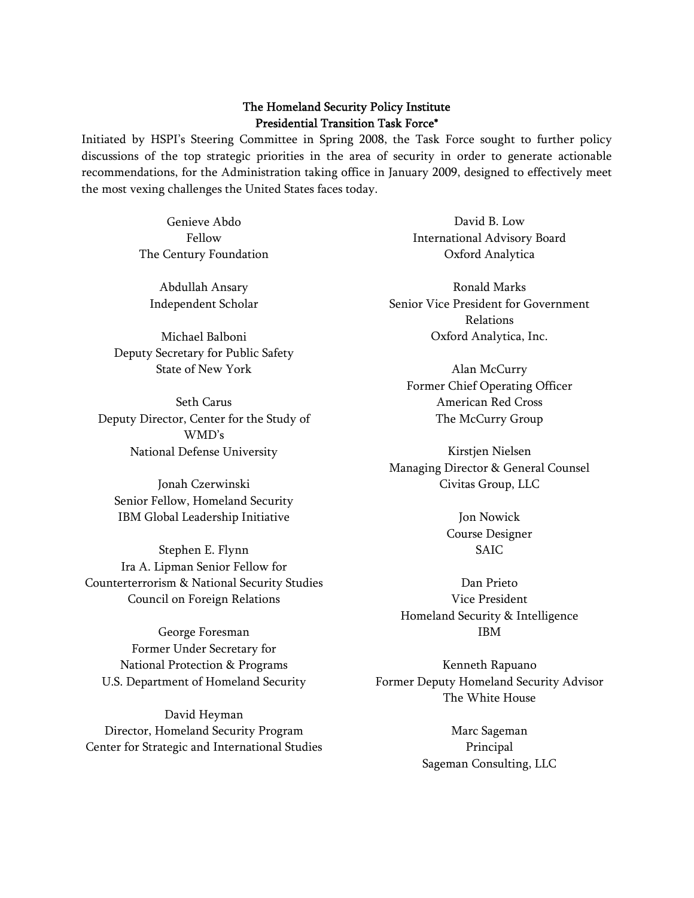**The Homeland Security Policy Institute**
**Presidential Transition Task Force***

Initiated by HSPI's Steering Committee in Spring 2008, the Task Force sought to further policy discussions of the top strategic priorities in the area of security in order to generate actionable recommendations, for the Administration taking office in January 2009, designed to effectively meet the most vexing challenges the United States faces today.

Genieve Abdo
Fellow
The Century Foundation

Abdullah Ansary
Independent Scholar

Michael Balboni
Deputy Secretary for Public Safety
State of New York

Seth Carus
Deputy Director, Center for the Study of WMD's
National Defense University

Jonah Czerwinski
Senior Fellow, Homeland Security
IBM Global Leadership Initiative

Stephen E. Flynn
Ira A. Lipman Senior Fellow for Counterterrorism & National Security Studies
Council on Foreign Relations

George Foresman
Former Under Secretary for National Protection & Programs
U.S. Department of Homeland Security

David Heyman
Director, Homeland Security Program
Center for Strategic and International Studies

David B. Low
International Advisory Board
Oxford Analytica

Ronald Marks
Senior Vice President for Government Relations
Oxford Analytica, Inc.

Alan McCurry
Former Chief Operating Officer
American Red Cross
The McCurry Group

Kirstjen Nielsen
Managing Director & General Counsel
Civitas Group, LLC

Jon Nowick
Course Designer
SAIC

Dan Prieto
Vice President
Homeland Security & Intelligence
IBM

Kenneth Rapuano
Former Deputy Homeland Security Advisor
The White House

Marc Sageman
Principal
Sageman Consulting, LLC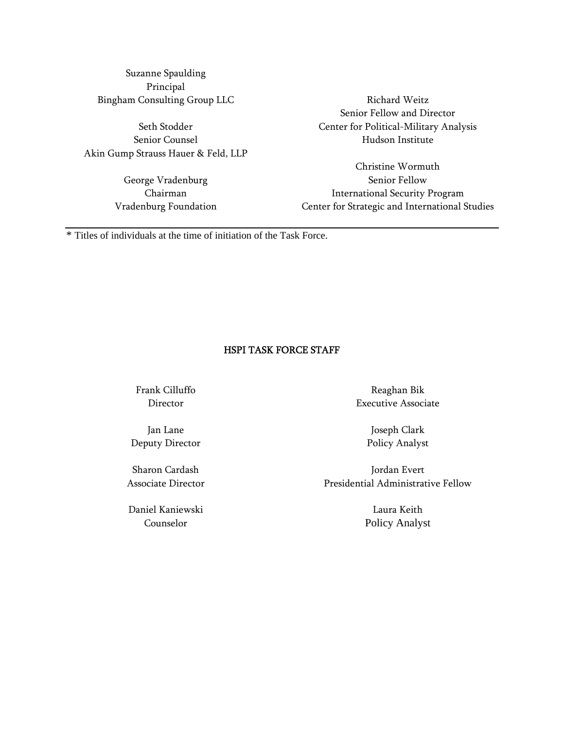Suzanne Spaulding
Principal
Bingham Consulting Group LLC

Seth Stodder
Senior Counsel
Akin Gump Strauss Hauer & Feld, LLP

George Vradenburg
Chairman
Vradenburg Foundation

Richard Weitz
Senior Fellow and Director
Center for Political-Military Analysis
Hudson Institute

Christine Wormuth
Senior Fellow
International Security Program
Center for Strategic and International Studies

---

* Titles of individuals at the time of initiation of the Task Force.

## HSPI TASK FORCE STAFF

Frank Cilluffo
Director

Jan Lane
Deputy Director

Sharon Cardash
Associate Director

Daniel Kaniewski
Counselor

Reaghan Bik
Executive Associate

Joseph Clark
Policy Analyst

Jordan Evert
Presidential Administrative Fellow

Laura Keith
Policy Analyst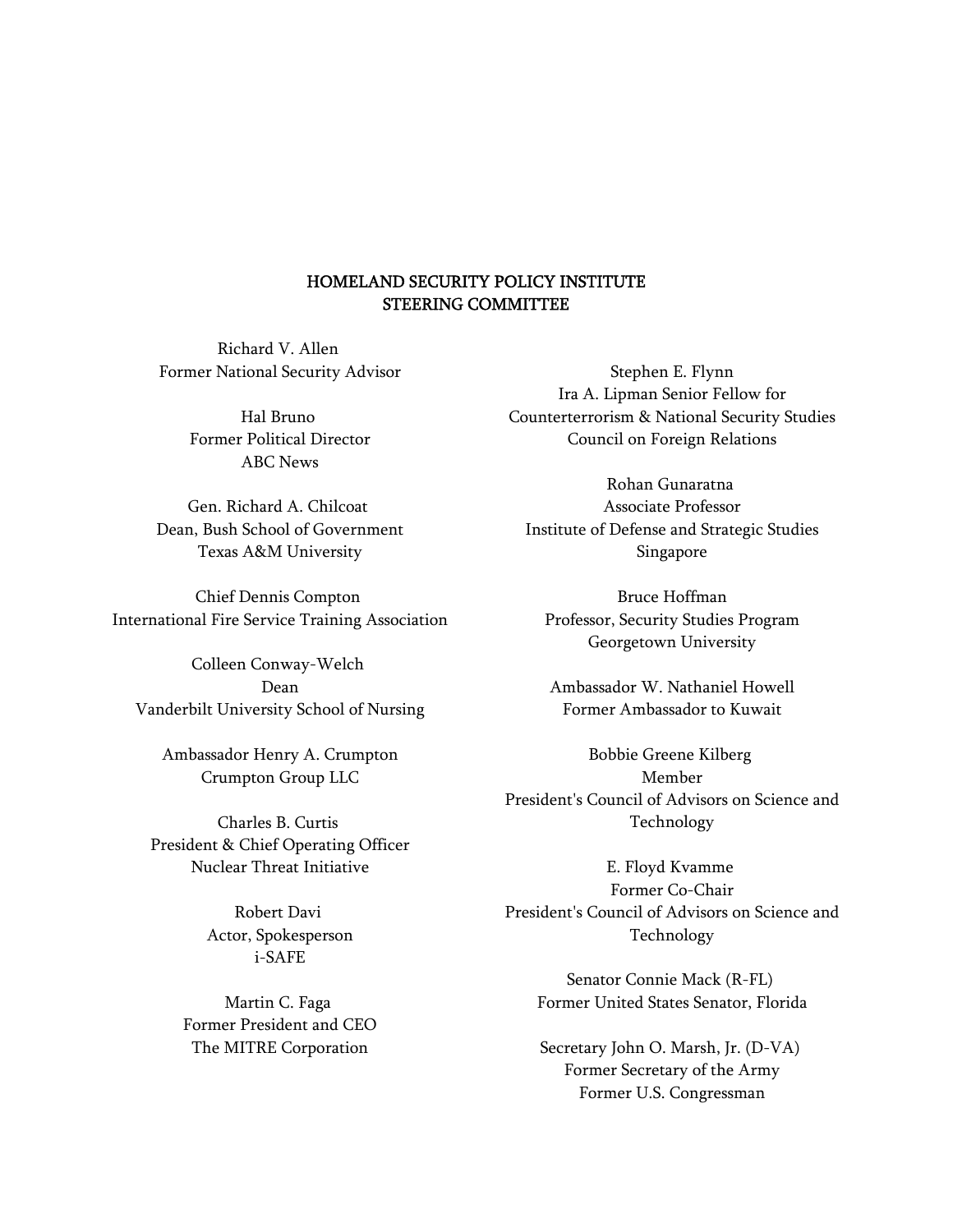## HOMELAND SECURITY POLICY INSTITUTE
## STEERING COMMITTEE

Richard V. Allen
Former National Security Advisor

Hal Bruno
Former Political Director
ABC News

Gen. Richard A. Chilcoat
Dean, Bush School of Government
Texas A&M University

Chief Dennis Compton
International Fire Service Training Association

Colleen Conway-Welch
Dean
Vanderbilt University School of Nursing

Ambassador Henry A. Crumpton
Crumpton Group LLC

Charles B. Curtis
President & Chief Operating Officer
Nuclear Threat Initiative

Robert Davi
Actor, Spokesperson
i-SAFE

Martin C. Faga
Former President and CEO
The MITRE Corporation

Stephen E. Flynn
Ira A. Lipman Senior Fellow for
Counterterrorism & National Security Studies
Council on Foreign Relations

Rohan Gunaratna
Associate Professor
Institute of Defense and Strategic Studies
Singapore

Bruce Hoffman
Professor, Security Studies Program
Georgetown University

Ambassador W. Nathaniel Howell
Former Ambassador to Kuwait

Bobbie Greene Kilberg
Member
President's Council of Advisors on Science and Technology

E. Floyd Kvamme
Former Co-Chair
President's Council of Advisors on Science and Technology

Senator Connie Mack (R-FL)
Former United States Senator, Florida

Secretary John O. Marsh, Jr. (D-VA)
Former Secretary of the Army
Former U.S. Congressman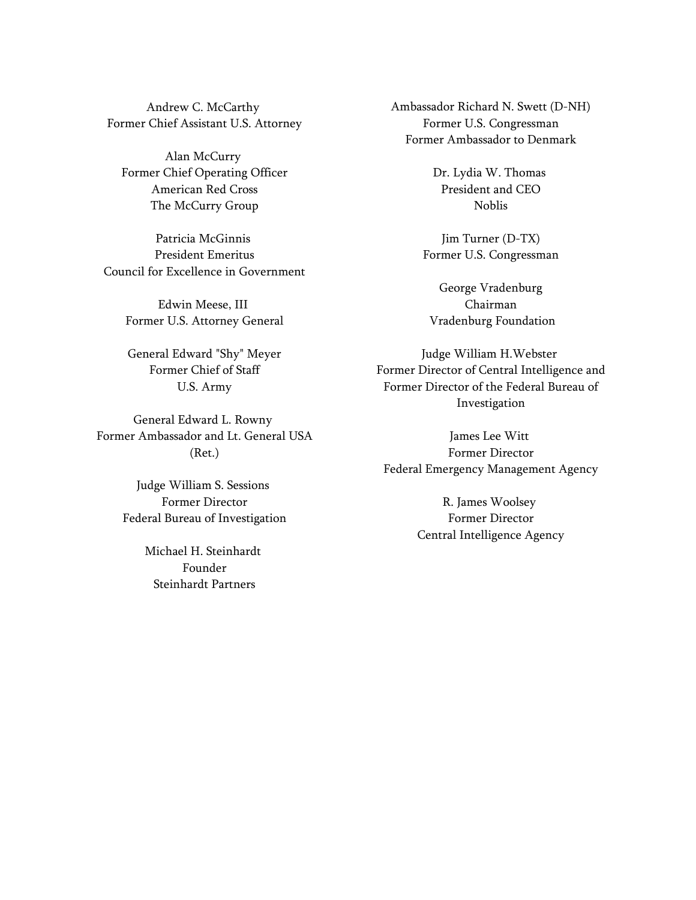Andrew C. McCarthy
Former Chief Assistant U.S. Attorney

Alan McCurry
Former Chief Operating Officer
American Red Cross
The McCurry Group

Patricia McGinnis
President Emeritus
Council for Excellence in Government

Edwin Meese, III
Former U.S. Attorney General

General Edward "Shy" Meyer
Former Chief of Staff
U.S. Army

General Edward L. Rowny
Former Ambassador and Lt. General USA (Ret.)

Judge William S. Sessions
Former Director
Federal Bureau of Investigation

Michael H. Steinhardt
Founder
Steinhardt Partners

Ambassador Richard N. Swett (D-NH)
Former U.S. Congressman
Former Ambassador to Denmark

Dr. Lydia W. Thomas
President and CEO
Noblis

Jim Turner (D-TX)
Former U.S. Congressman

George Vradenburg
Chairman
Vradenburg Foundation

Judge William H.Webster
Former Director of Central Intelligence and Former Director of the Federal Bureau of Investigation

James Lee Witt
Former Director
Federal Emergency Management Agency

R. James Woolsey
Former Director
Central Intelligence Agency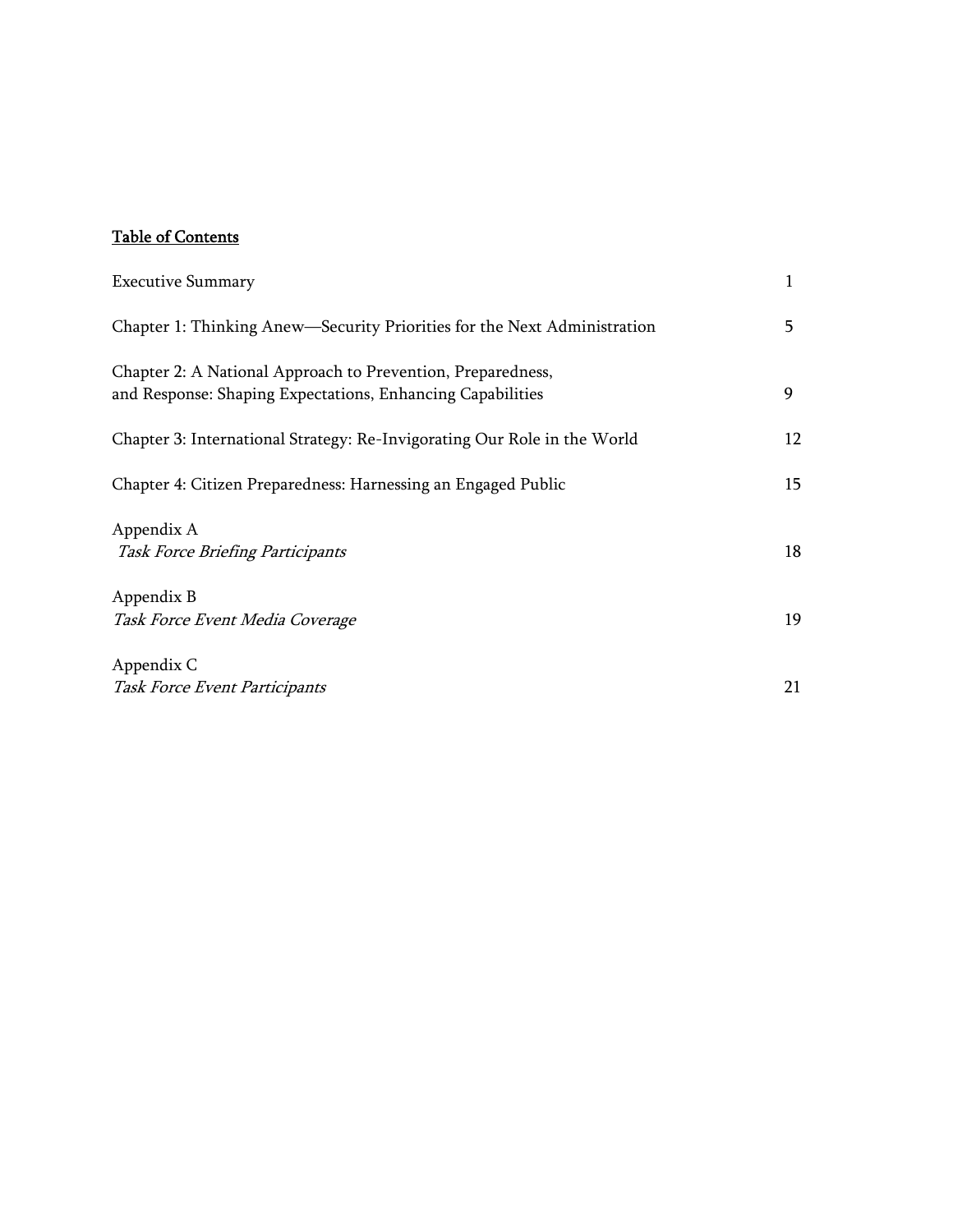## Table of Contents

| | |
|---|---|
| Executive Summary | 1 |
| Chapter 1: Thinking Anew—Security Priorities for the Next Administration | 5 |
| Chapter 2: A National Approach to Prevention, Preparedness, and Response: Shaping Expectations, Enhancing Capabilities | 9 |
| Chapter 3: International Strategy: Re-Invigorating Our Role in the World | 12 |
| Chapter 4: Citizen Preparedness: Harnessing an Engaged Public | 15 |
| Appendix A *Task Force Briefing Participants* | 18 |
| Appendix B *Task Force Event Media Coverage* | 19 |
| Appendix C *Task Force Event Participants* | 21 |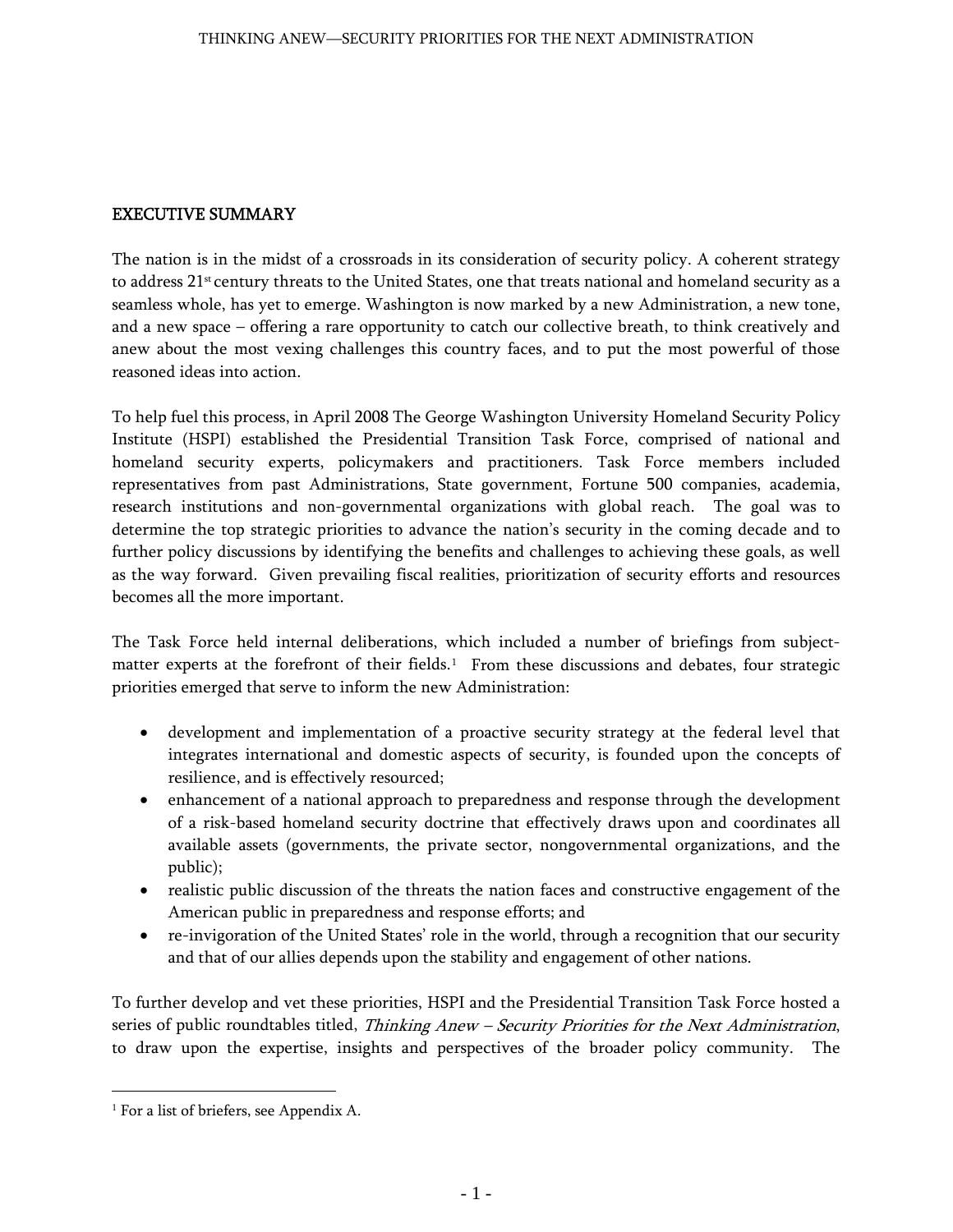## EXECUTIVE SUMMARY

The nation is in the midst of a crossroads in its consideration of security policy. A coherent strategy to address 21st century threats to the United States, one that treats national and homeland security as a seamless whole, has yet to emerge. Washington is now marked by a new Administration, a new tone, and a new space – offering a rare opportunity to catch our collective breath, to think creatively and anew about the most vexing challenges this country faces, and to put the most powerful of those reasoned ideas into action.

To help fuel this process, in April 2008 The George Washington University Homeland Security Policy Institute (HSPI) established the Presidential Transition Task Force, comprised of national and homeland security experts, policymakers and practitioners. Task Force members included representatives from past Administrations, State government, Fortune 500 companies, academia, research institutions and non-governmental organizations with global reach. The goal was to determine the top strategic priorities to advance the nation's security in the coming decade and to further policy discussions by identifying the benefits and challenges to achieving these goals, as well as the way forward. Given prevailing fiscal realities, prioritization of security efforts and resources becomes all the more important.

The Task Force held internal deliberations, which included a number of briefings from subject-matter experts at the forefront of their fields.[1] From these discussions and debates, four strategic priorities emerged that serve to inform the new Administration:

- development and implementation of a proactive security strategy at the federal level that integrates international and domestic aspects of security, is founded upon the concepts of resilience, and is effectively resourced;
- enhancement of a national approach to preparedness and response through the development of a risk-based homeland security doctrine that effectively draws upon and coordinates all available assets (governments, the private sector, nongovernmental organizations, and the public);
- realistic public discussion of the threats the nation faces and constructive engagement of the American public in preparedness and response efforts; and
- re-invigoration of the United States' role in the world, through a recognition that our security and that of our allies depends upon the stability and engagement of other nations.

To further develop and vet these priorities, HSPI and the Presidential Transition Task Force hosted a series of public roundtables titled, *Thinking Anew – Security Priorities for the Next Administration*, to draw upon the expertise, insights and perspectives of the broader policy community. The

[1] For a list of briefers, see Appendix A.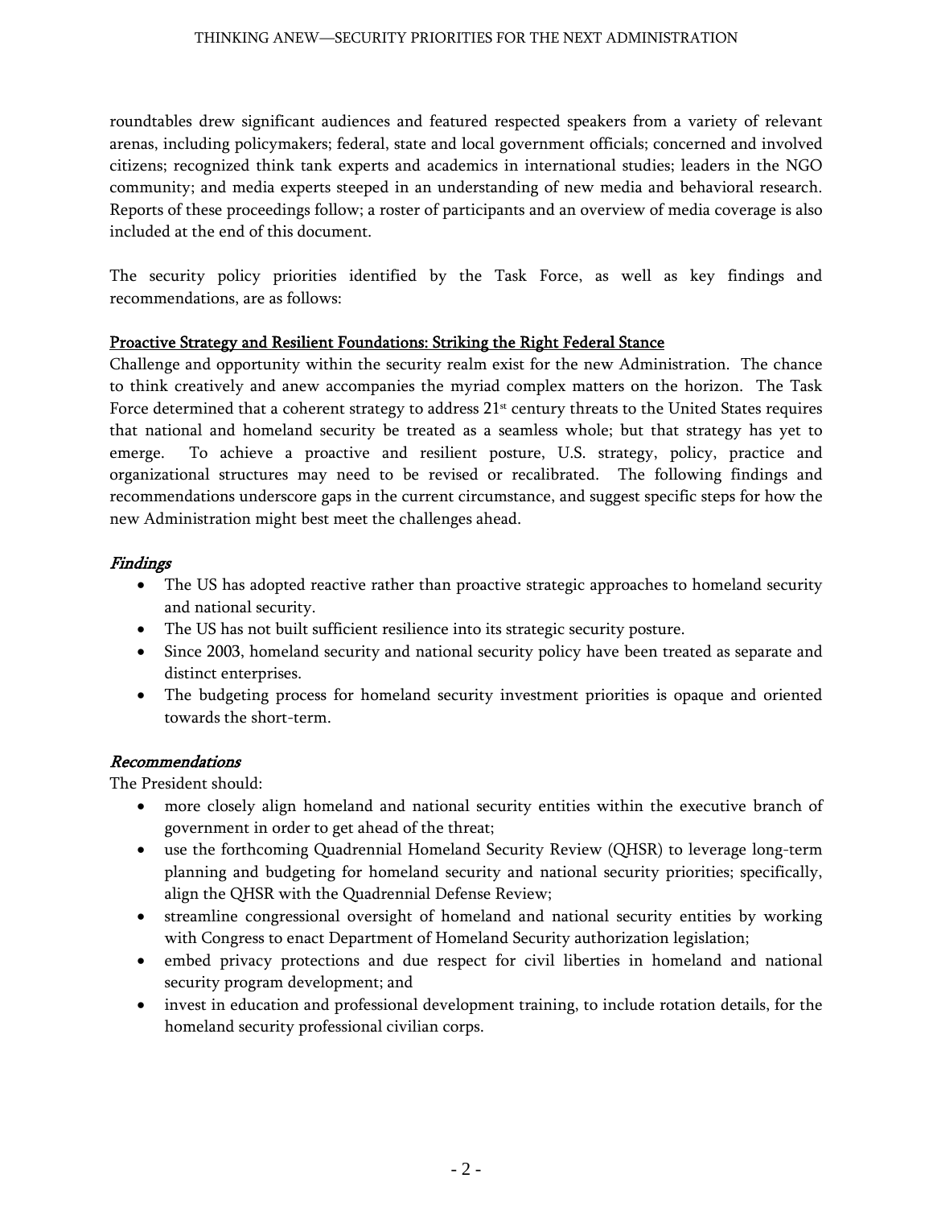roundtables drew significant audiences and featured respected speakers from a variety of relevant arenas, including policymakers; federal, state and local government officials; concerned and involved citizens; recognized think tank experts and academics in international studies; leaders in the NGO community; and media experts steeped in an understanding of new media and behavioral research. Reports of these proceedings follow; a roster of participants and an overview of media coverage is also included at the end of this document.

The security policy priorities identified by the Task Force, as well as key findings and recommendations, are as follows:

## Proactive Strategy and Resilient Foundations: Striking the Right Federal Stance

Challenge and opportunity within the security realm exist for the new Administration. The chance to think creatively and anew accompanies the myriad complex matters on the horizon. The Task Force determined that a coherent strategy to address 21st century threats to the United States requires that national and homeland security be treated as a seamless whole; but that strategy has yet to emerge. To achieve a proactive and resilient posture, U.S. strategy, policy, practice and organizational structures may need to be revised or recalibrated. The following findings and recommendations underscore gaps in the current circumstance, and suggest specific steps for how the new Administration might best meet the challenges ahead.

### *Findings*

- The US has adopted reactive rather than proactive strategic approaches to homeland security and national security.
- The US has not built sufficient resilience into its strategic security posture.
- Since 2003, homeland security and national security policy have been treated as separate and distinct enterprises.
- The budgeting process for homeland security investment priorities is opaque and oriented towards the short-term.

### *Recommendations*

The President should:

- more closely align homeland and national security entities within the executive branch of government in order to get ahead of the threat;
- use the forthcoming Quadrennial Homeland Security Review (QHSR) to leverage long-term planning and budgeting for homeland security and national security priorities; specifically, align the QHSR with the Quadrennial Defense Review;
- streamline congressional oversight of homeland and national security entities by working with Congress to enact Department of Homeland Security authorization legislation;
- embed privacy protections and due respect for civil liberties in homeland and national security program development; and
- invest in education and professional development training, to include rotation details, for the homeland security professional civilian corps.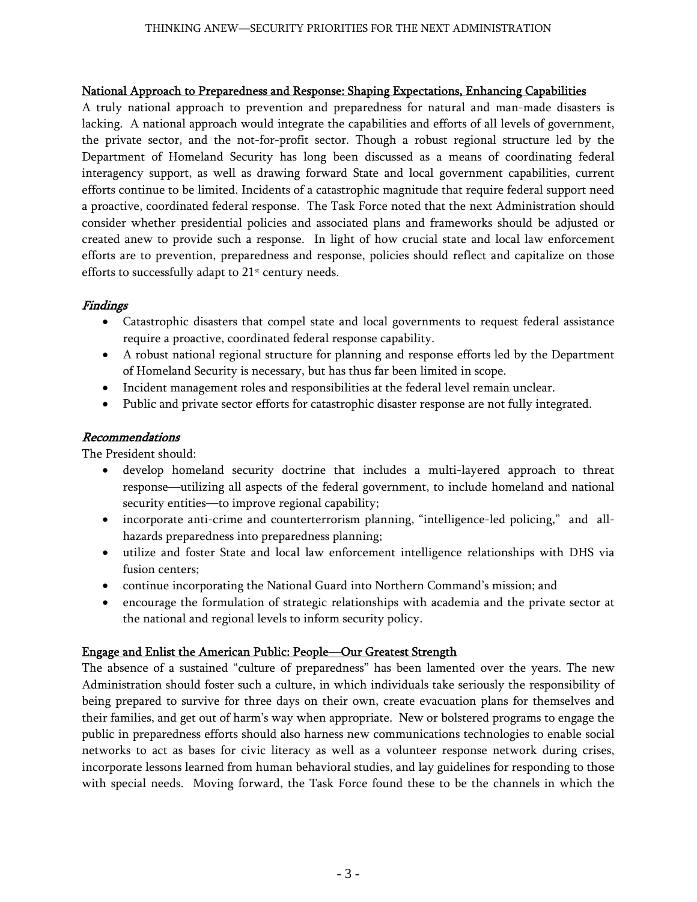## National Approach to Preparedness and Response: Shaping Expectations, Enhancing Capabilities

A truly national approach to prevention and preparedness for natural and man-made disasters is lacking. A national approach would integrate the capabilities and efforts of all levels of government, the private sector, and the not-for-profit sector. Though a robust regional structure led by the Department of Homeland Security has long been discussed as a means of coordinating federal interagency support, as well as drawing forward State and local government capabilities, current efforts continue to be limited. Incidents of a catastrophic magnitude that require federal support need a proactive, coordinated federal response. The Task Force noted that the next Administration should consider whether presidential policies and associated plans and frameworks should be adjusted or created anew to provide such a response. In light of how crucial state and local law enforcement efforts are to prevention, preparedness and response, policies should reflect and capitalize on those efforts to successfully adapt to 21st century needs.

### *Findings*

- Catastrophic disasters that compel state and local governments to request federal assistance require a proactive, coordinated federal response capability.
- A robust national regional structure for planning and response efforts led by the Department of Homeland Security is necessary, but has thus far been limited in scope.
- Incident management roles and responsibilities at the federal level remain unclear.
- Public and private sector efforts for catastrophic disaster response are not fully integrated.

### *Recommendations*

The President should:

- develop homeland security doctrine that includes a multi-layered approach to threat response—utilizing all aspects of the federal government, to include homeland and national security entities—to improve regional capability;
- incorporate anti-crime and counterterrorism planning, "intelligence-led policing," and all-hazards preparedness into preparedness planning;
- utilize and foster State and local law enforcement intelligence relationships with DHS via fusion centers;
- continue incorporating the National Guard into Northern Command's mission; and
- encourage the formulation of strategic relationships with academia and the private sector at the national and regional levels to inform security policy.

## Engage and Enlist the American Public: People—Our Greatest Strength

The absence of a sustained "culture of preparedness" has been lamented over the years. The new Administration should foster such a culture, in which individuals take seriously the responsibility of being prepared to survive for three days on their own, create evacuation plans for themselves and their families, and get out of harm's way when appropriate. New or bolstered programs to engage the public in preparedness efforts should also harness new communications technologies to enable social networks to act as bases for civic literacy as well as a volunteer response network during crises, incorporate lessons learned from human behavioral studies, and lay guidelines for responding to those with special needs. Moving forward, the Task Force found these to be the channels in which the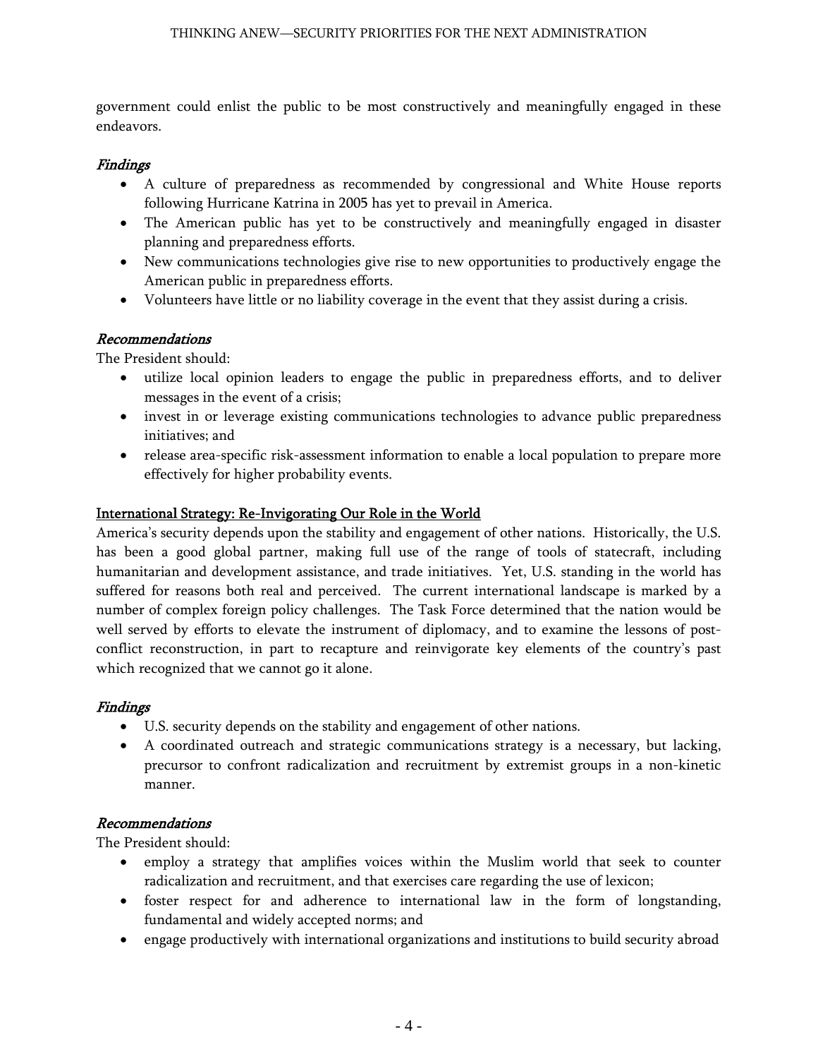government could enlist the public to be most constructively and meaningfully engaged in these endeavors.

*Findings*

- A culture of preparedness as recommended by congressional and White House reports following Hurricane Katrina in 2005 has yet to prevail in America.
- The American public has yet to be constructively and meaningfully engaged in disaster planning and preparedness efforts.
- New communications technologies give rise to new opportunities to productively engage the American public in preparedness efforts.
- Volunteers have little or no liability coverage in the event that they assist during a crisis.

*Recommendations*

The President should:

- utilize local opinion leaders to engage the public in preparedness efforts, and to deliver messages in the event of a crisis;
- invest in or leverage existing communications technologies to advance public preparedness initiatives; and
- release area-specific risk-assessment information to enable a local population to prepare more effectively for higher probability events.

<u>International Strategy: Re-Invigorating Our Role in the World</u>

America's security depends upon the stability and engagement of other nations. Historically, the U.S. has been a good global partner, making full use of the range of tools of statecraft, including humanitarian and development assistance, and trade initiatives. Yet, U.S. standing in the world has suffered for reasons both real and perceived. The current international landscape is marked by a number of complex foreign policy challenges. The Task Force determined that the nation would be well served by efforts to elevate the instrument of diplomacy, and to examine the lessons of post-conflict reconstruction, in part to recapture and reinvigorate key elements of the country's past which recognized that we cannot go it alone.

*Findings*

- U.S. security depends on the stability and engagement of other nations.
- A coordinated outreach and strategic communications strategy is a necessary, but lacking, precursor to confront radicalization and recruitment by extremist groups in a non-kinetic manner.

*Recommendations*

The President should:

- employ a strategy that amplifies voices within the Muslim world that seek to counter radicalization and recruitment, and that exercises care regarding the use of lexicon;
- foster respect for and adherence to international law in the form of longstanding, fundamental and widely accepted norms; and
- engage productively with international organizations and institutions to build security abroad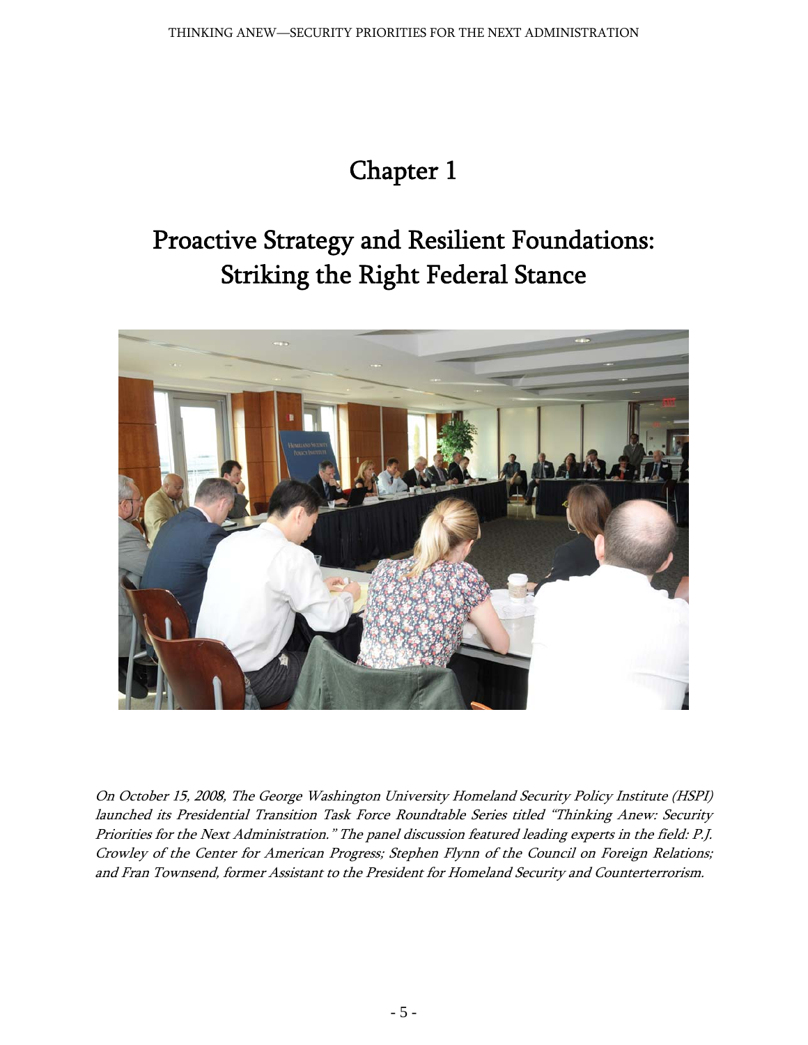# Chapter 1

## Proactive Strategy and Resilient Foundations: Striking the Right Federal Stance

*On October 15, 2008, The George Washington University Homeland Security Policy Institute (HSPI) launched its Presidential Transition Task Force Roundtable Series titled "Thinking Anew: Security Priorities for the Next Administration." The panel discussion featured leading experts in the field: P.J. Crowley of the Center for American Progress; Stephen Flynn of the Council on Foreign Relations; and Fran Townsend, former Assistant to the President for Homeland Security and Counterterrorism.*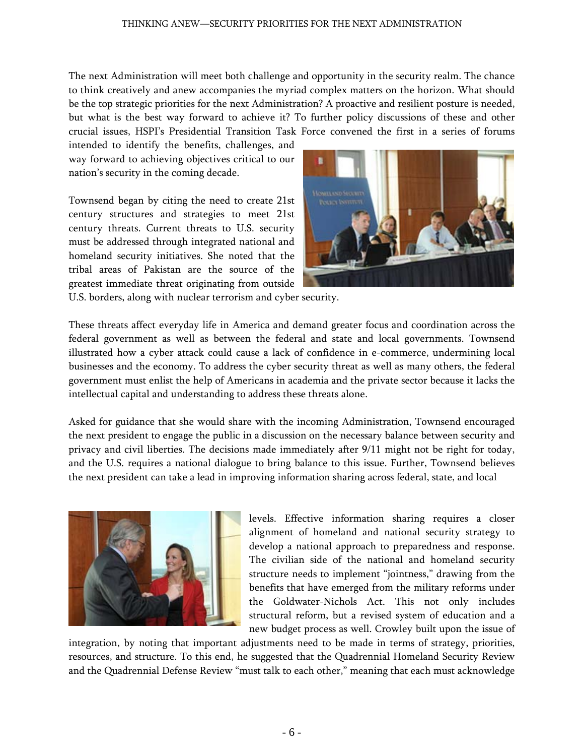The next Administration will meet both challenge and opportunity in the security realm. The chance to think creatively and anew accompanies the myriad complex matters on the horizon. What should be the top strategic priorities for the next Administration? A proactive and resilient posture is needed, but what is the best way forward to achieve it? To further policy discussions of these and other crucial issues, HSPI's Presidential Transition Task Force convened the first in a series of forums intended to identify the benefits, challenges, and way forward to achieving objectives critical to our nation's security in the coming decade.

Townsend began by citing the need to create 21st century structures and strategies to meet 21st century threats. Current threats to U.S. security must be addressed through integrated national and homeland security initiatives. She noted that the tribal areas of Pakistan are the source of the greatest immediate threat originating from outside U.S. borders, along with nuclear terrorism and cyber security.

These threats affect everyday life in America and demand greater focus and coordination across the federal government as well as between the federal and state and local governments. Townsend illustrated how a cyber attack could cause a lack of confidence in e-commerce, undermining local businesses and the economy. To address the cyber security threat as well as many others, the federal government must enlist the help of Americans in academia and the private sector because it lacks the intellectual capital and understanding to address these threats alone.

Asked for guidance that she would share with the incoming Administration, Townsend encouraged the next president to engage the public in a discussion on the necessary balance between security and privacy and civil liberties. The decisions made immediately after 9/11 might not be right for today, and the U.S. requires a national dialogue to bring balance to this issue. Further, Townsend believes the next president can take a lead in improving information sharing across federal, state, and local levels. Effective information sharing requires a closer alignment of homeland and national security strategy to develop a national approach to preparedness and response. The civilian side of the national and homeland security structure needs to implement "jointness," drawing from the benefits that have emerged from the military reforms under the Goldwater-Nichols Act. This not only includes structural reform, but a revised system of education and a new budget process as well. Crowley built upon the issue of integration, by noting that important adjustments need to be made in terms of strategy, priorities, resources, and structure. To this end, he suggested that the Quadrennial Homeland Security Review and the Quadrennial Defense Review "must talk to each other," meaning that each must acknowledge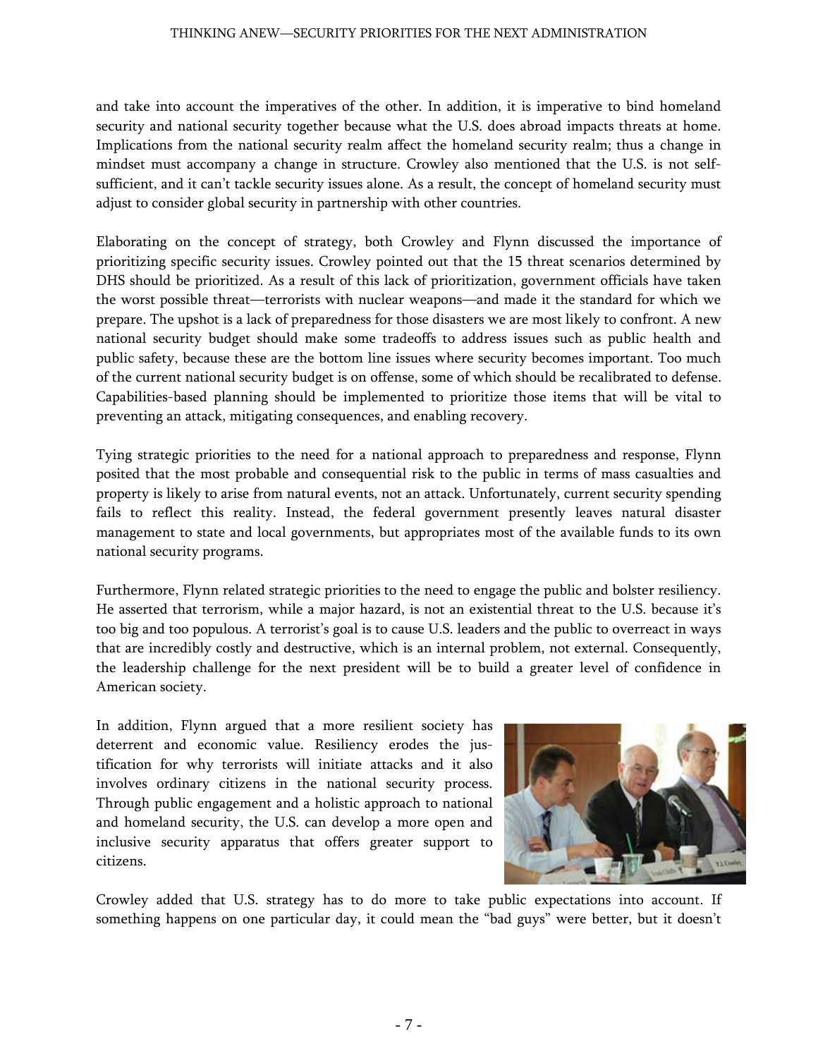and take into account the imperatives of the other. In addition, it is imperative to bind homeland security and national security together because what the U.S. does abroad impacts threats at home. Implications from the national security realm affect the homeland security realm; thus a change in mindset must accompany a change in structure. Crowley also mentioned that the U.S. is not self-sufficient, and it can't tackle security issues alone. As a result, the concept of homeland security must adjust to consider global security in partnership with other countries.

Elaborating on the concept of strategy, both Crowley and Flynn discussed the importance of prioritizing specific security issues. Crowley pointed out that the 15 threat scenarios determined by DHS should be prioritized. As a result of this lack of prioritization, government officials have taken the worst possible threat—terrorists with nuclear weapons—and made it the standard for which we prepare. The upshot is a lack of preparedness for those disasters we are most likely to confront. A new national security budget should make some tradeoffs to address issues such as public health and public safety, because these are the bottom line issues where security becomes important. Too much of the current national security budget is on offense, some of which should be recalibrated to defense. Capabilities-based planning should be implemented to prioritize those items that will be vital to preventing an attack, mitigating consequences, and enabling recovery.

Tying strategic priorities to the need for a national approach to preparedness and response, Flynn posited that the most probable and consequential risk to the public in terms of mass casualties and property is likely to arise from natural events, not an attack. Unfortunately, current security spending fails to reflect this reality. Instead, the federal government presently leaves natural disaster management to state and local governments, but appropriates most of the available funds to its own national security programs.

Furthermore, Flynn related strategic priorities to the need to engage the public and bolster resiliency. He asserted that terrorism, while a major hazard, is not an existential threat to the U.S. because it's too big and too populous. A terrorist's goal is to cause U.S. leaders and the public to overreact in ways that are incredibly costly and destructive, which is an internal problem, not external. Consequently, the leadership challenge for the next president will be to build a greater level of confidence in American society.

In addition, Flynn argued that a more resilient society has deterrent and economic value. Resiliency erodes the justification for why terrorists will initiate attacks and it also involves ordinary citizens in the national security process. Through public engagement and a holistic approach to national and homeland security, the U.S. can develop a more open and inclusive security apparatus that offers greater support to citizens.

Crowley added that U.S. strategy has to do more to take public expectations into account. If something happens on one particular day, it could mean the "bad guys" were better, but it doesn't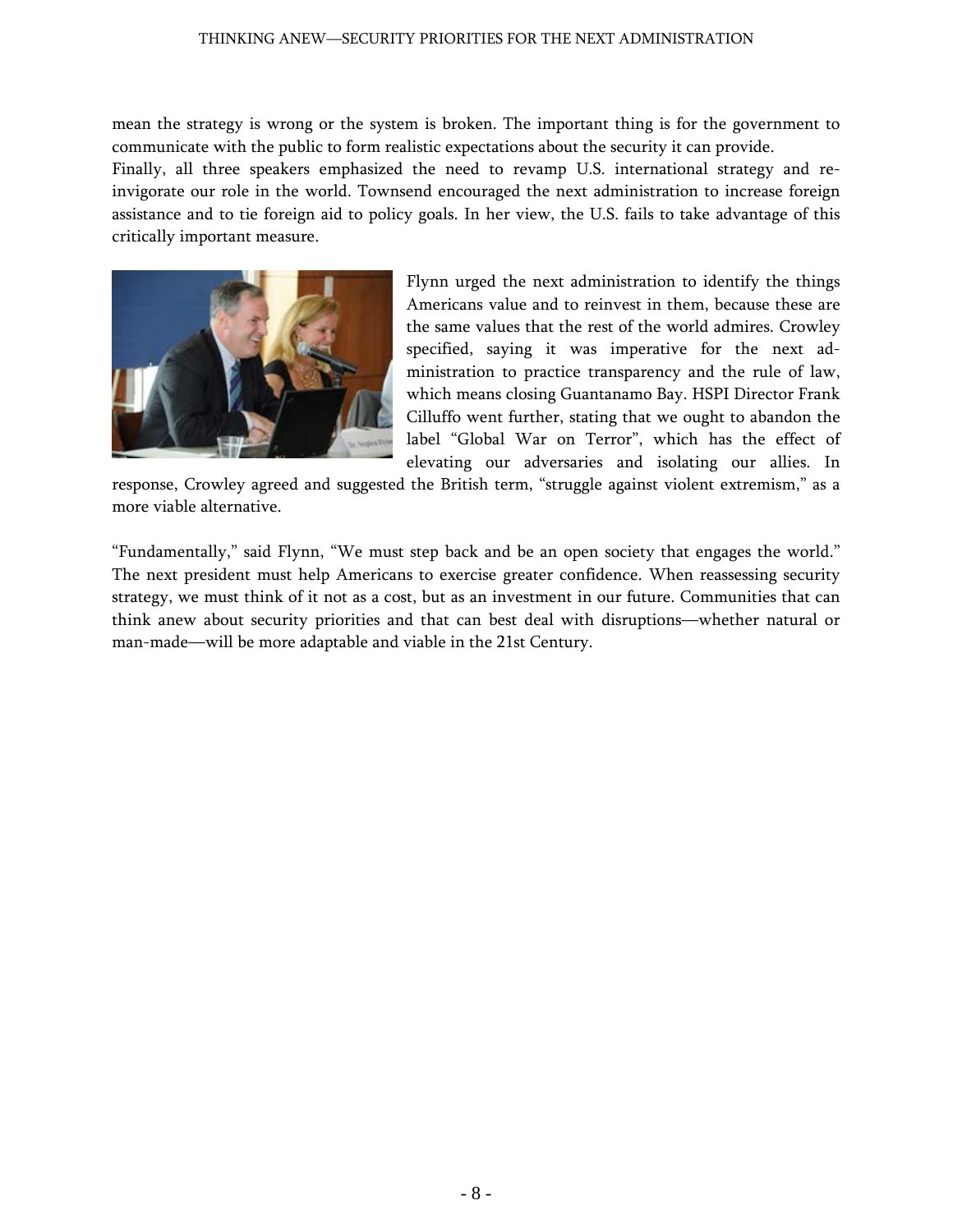mean the strategy is wrong or the system is broken. The important thing is for the government to communicate with the public to form realistic expectations about the security it can provide.

Finally, all three speakers emphasized the need to revamp U.S. international strategy and re-invigorate our role in the world. Townsend encouraged the next administration to increase foreign assistance and to tie foreign aid to policy goals. In her view, the U.S. fails to take advantage of this critically important measure.

Flynn urged the next administration to identify the things Americans value and to reinvest in them, because these are the same values that the rest of the world admires. Crowley specified, saying it was imperative for the next administration to practice transparency and the rule of law, which means closing Guantanamo Bay. HSPI Director Frank Cilluffo went further, stating that we ought to abandon the label "Global War on Terror", which has the effect of elevating our adversaries and isolating our allies. In response, Crowley agreed and suggested the British term, "struggle against violent extremism," as a more viable alternative.

"Fundamentally," said Flynn, "We must step back and be an open society that engages the world." The next president must help Americans to exercise greater confidence. When reassessing security strategy, we must think of it not as a cost, but as an investment in our future. Communities that can think anew about security priorities and that can best deal with disruptions—whether natural or man-made—will be more adaptable and viable in the 21st Century.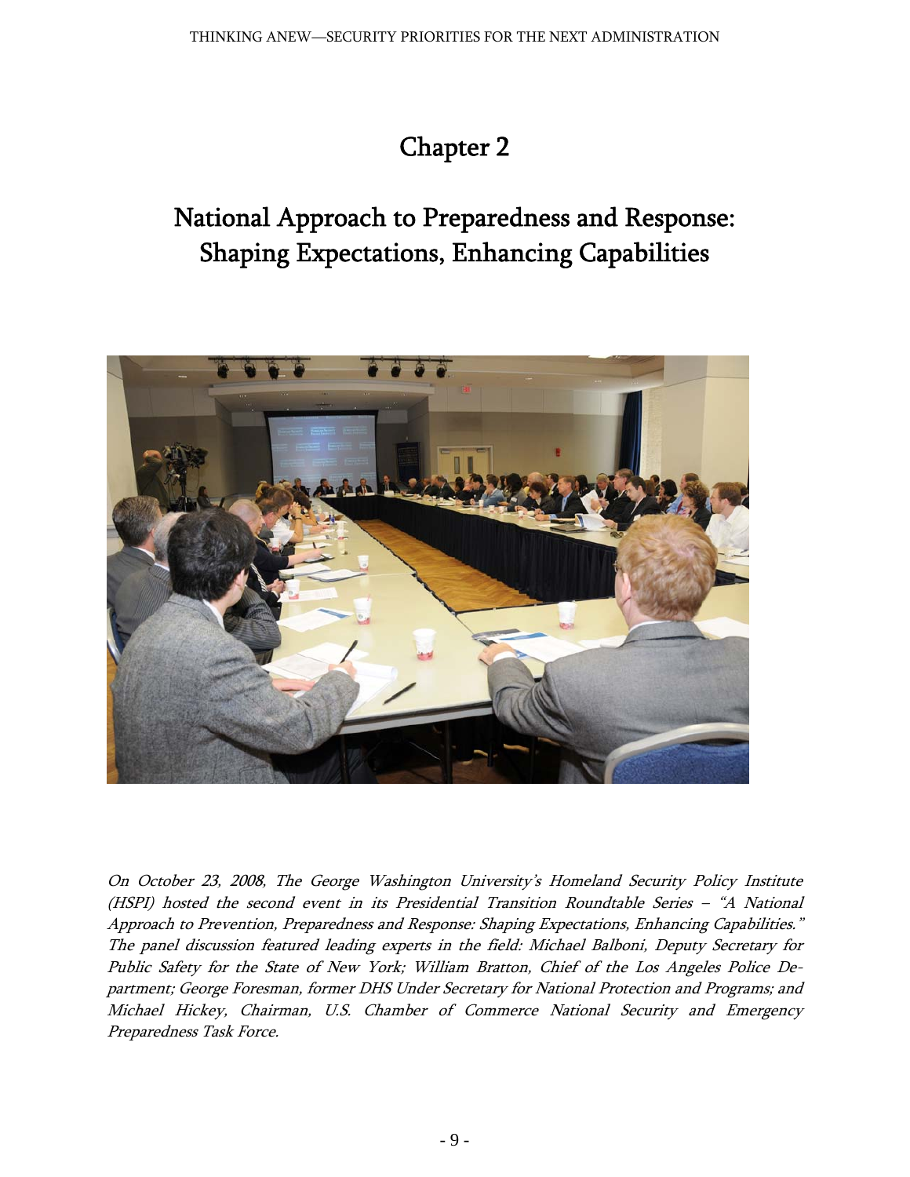# Chapter 2

## National Approach to Preparedness and Response: Shaping Expectations, Enhancing Capabilities

*On October 23, 2008, The George Washington University's Homeland Security Policy Institute (HSPI) hosted the second event in its Presidential Transition Roundtable Series – "A National Approach to Prevention, Preparedness and Response: Shaping Expectations, Enhancing Capabilities." The panel discussion featured leading experts in the field: Michael Balboni, Deputy Secretary for Public Safety for the State of New York; William Bratton, Chief of the Los Angeles Police Department; George Foresman, former DHS Under Secretary for National Protection and Programs; and Michael Hickey, Chairman, U.S. Chamber of Commerce National Security and Emergency Preparedness Task Force.*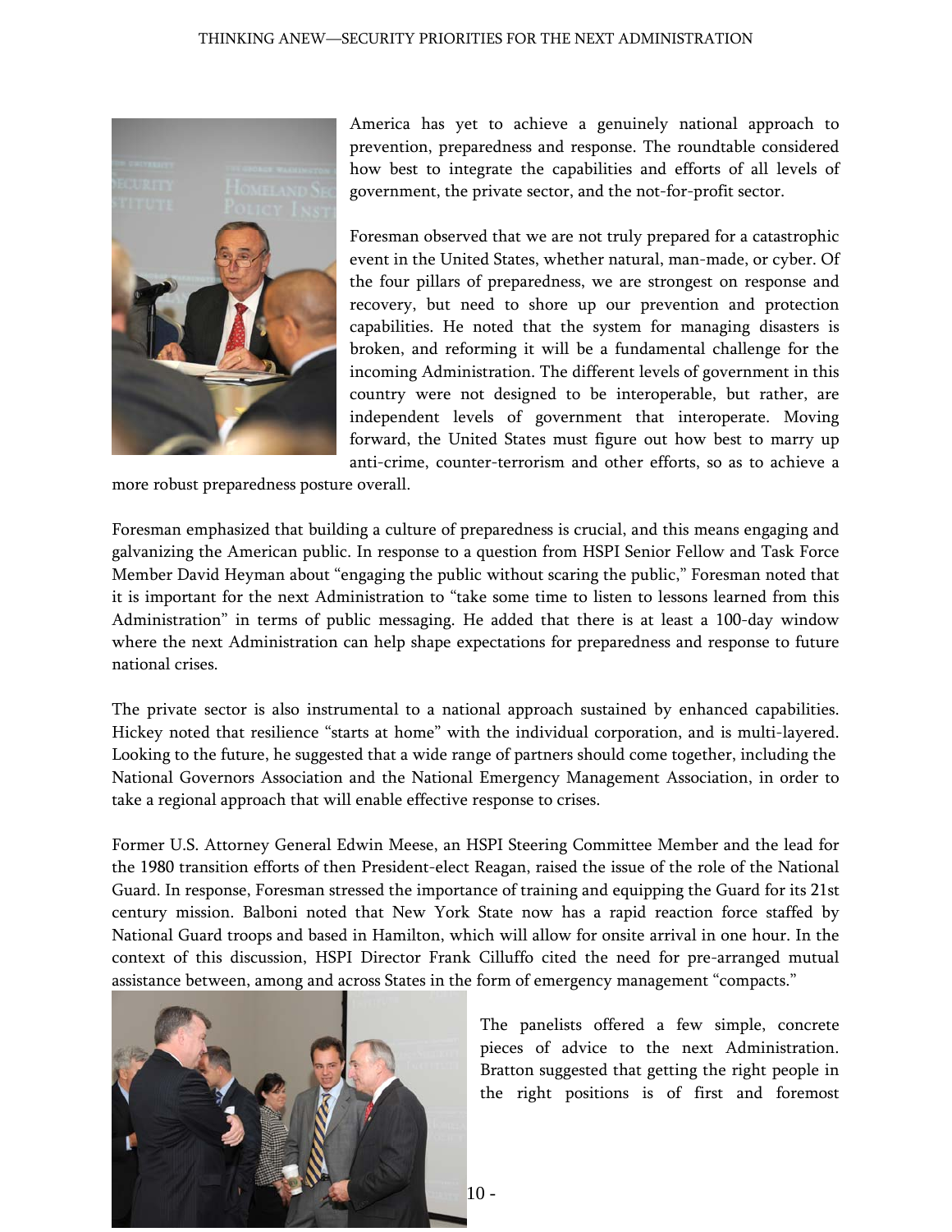America has yet to achieve a genuinely national approach to prevention, preparedness and response. The roundtable considered how best to integrate the capabilities and efforts of all levels of government, the private sector, and the not-for-profit sector.

Foresman observed that we are not truly prepared for a catastrophic event in the United States, whether natural, man-made, or cyber. Of the four pillars of preparedness, we are strongest on response and recovery, but need to shore up our prevention and protection capabilities. He noted that the system for managing disasters is broken, and reforming it will be a fundamental challenge for the incoming Administration. The different levels of government in this country were not designed to be interoperable, but rather, are independent levels of government that interoperate. Moving forward, the United States must figure out how best to marry up anti-crime, counter-terrorism and other efforts, so as to achieve a more robust preparedness posture overall.

Foresman emphasized that building a culture of preparedness is crucial, and this means engaging and galvanizing the American public. In response to a question from HSPI Senior Fellow and Task Force Member David Heyman about "engaging the public without scaring the public," Foresman noted that it is important for the next Administration to "take some time to listen to lessons learned from this Administration" in terms of public messaging. He added that there is at least a 100-day window where the next Administration can help shape expectations for preparedness and response to future national crises.

The private sector is also instrumental to a national approach sustained by enhanced capabilities. Hickey noted that resilience "starts at home" with the individual corporation, and is multi-layered. Looking to the future, he suggested that a wide range of partners should come together, including the National Governors Association and the National Emergency Management Association, in order to take a regional approach that will enable effective response to crises.

Former U.S. Attorney General Edwin Meese, an HSPI Steering Committee Member and the lead for the 1980 transition efforts of then President-elect Reagan, raised the issue of the role of the National Guard. In response, Foresman stressed the importance of training and equipping the Guard for its 21st century mission. Balboni noted that New York State now has a rapid reaction force staffed by National Guard troops and based in Hamilton, which will allow for onsite arrival in one hour. In the context of this discussion, HSPI Director Frank Cilluffo cited the need for pre-arranged mutual assistance between, among and across States in the form of emergency management "compacts."

The panelists offered a few simple, concrete pieces of advice to the next Administration. Bratton suggested that getting the right people in the right positions is of first and foremost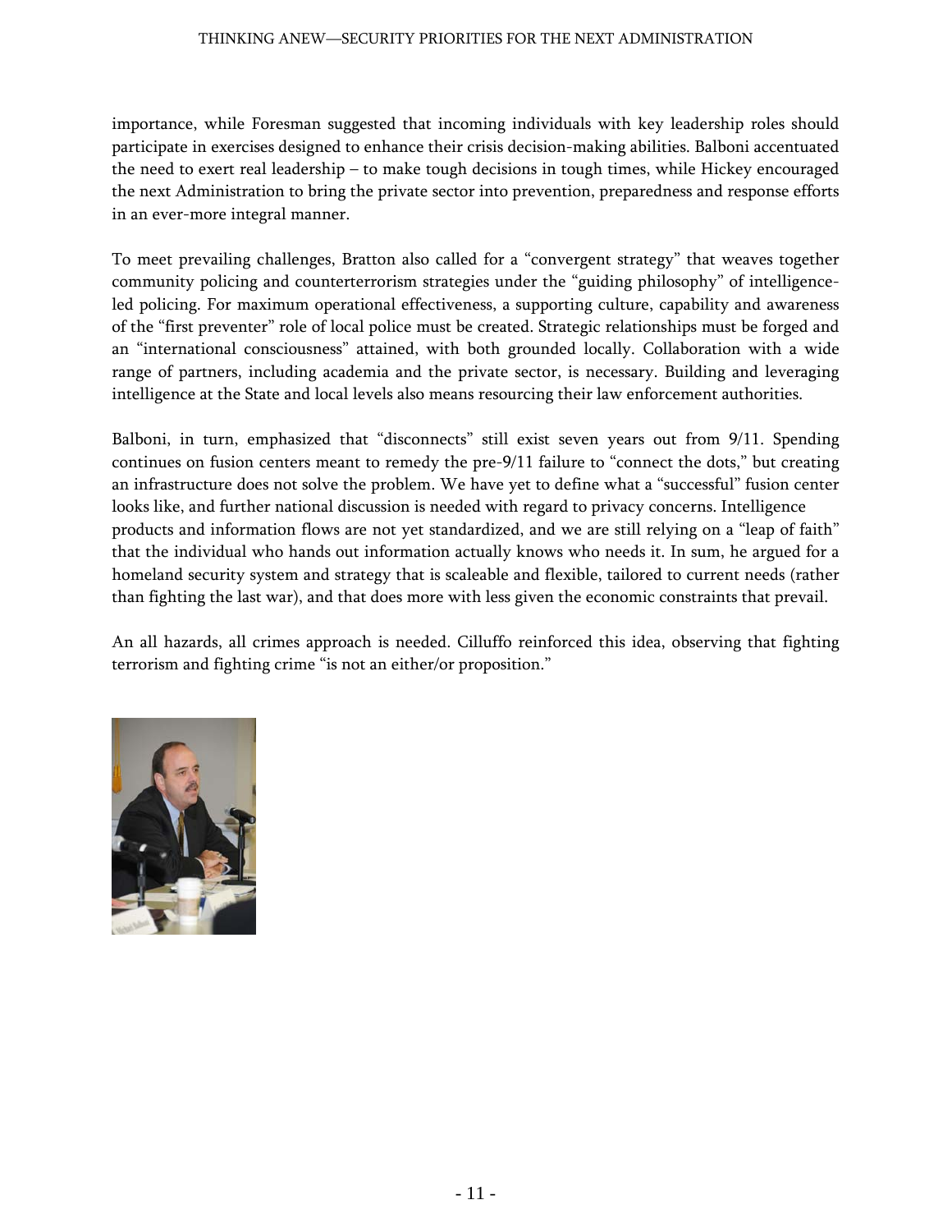importance, while Foresman suggested that incoming individuals with key leadership roles should participate in exercises designed to enhance their crisis decision-making abilities. Balboni accentuated the need to exert real leadership – to make tough decisions in tough times, while Hickey encouraged the next Administration to bring the private sector into prevention, preparedness and response efforts in an ever-more integral manner.

To meet prevailing challenges, Bratton also called for a "convergent strategy" that weaves together community policing and counterterrorism strategies under the "guiding philosophy" of intelligence-led policing. For maximum operational effectiveness, a supporting culture, capability and awareness of the "first preventer" role of local police must be created. Strategic relationships must be forged and an "international consciousness" attained, with both grounded locally. Collaboration with a wide range of partners, including academia and the private sector, is necessary. Building and leveraging intelligence at the State and local levels also means resourcing their law enforcement authorities.

Balboni, in turn, emphasized that "disconnects" still exist seven years out from 9/11. Spending continues on fusion centers meant to remedy the pre-9/11 failure to "connect the dots," but creating an infrastructure does not solve the problem. We have yet to define what a "successful" fusion center looks like, and further national discussion is needed with regard to privacy concerns. Intelligence products and information flows are not yet standardized, and we are still relying on a "leap of faith" that the individual who hands out information actually knows who needs it. In sum, he argued for a homeland security system and strategy that is scaleable and flexible, tailored to current needs (rather than fighting the last war), and that does more with less given the economic constraints that prevail.

An all hazards, all crimes approach is needed. Cilluffo reinforced this idea, observing that fighting terrorism and fighting crime "is not an either/or proposition."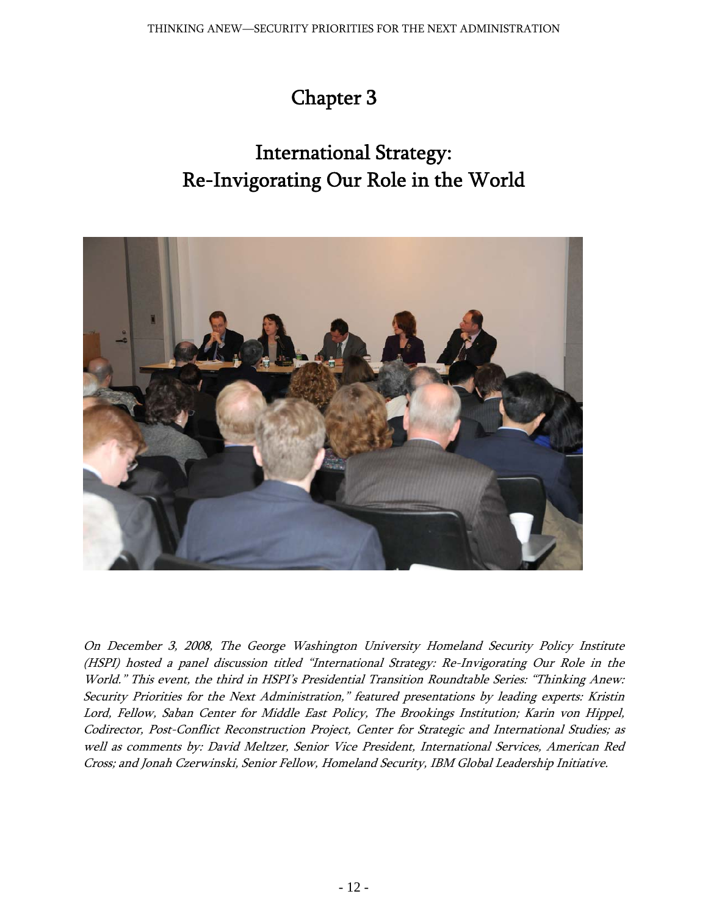# Chapter 3

# International Strategy: Re-Invigorating Our Role in the World

*On December 3, 2008, The George Washington University Homeland Security Policy Institute (HSPI) hosted a panel discussion titled "International Strategy: Re-Invigorating Our Role in the World." This event, the third in HSPI's Presidential Transition Roundtable Series: "Thinking Anew: Security Priorities for the Next Administration," featured presentations by leading experts: Kristin Lord, Fellow, Saban Center for Middle East Policy, The Brookings Institution; Karin von Hippel, Codirector, Post-Conflict Reconstruction Project, Center for Strategic and International Studies; as well as comments by: David Meltzer, Senior Vice President, International Services, American Red Cross; and Jonah Czerwinski, Senior Fellow, Homeland Security, IBM Global Leadership Initiative.*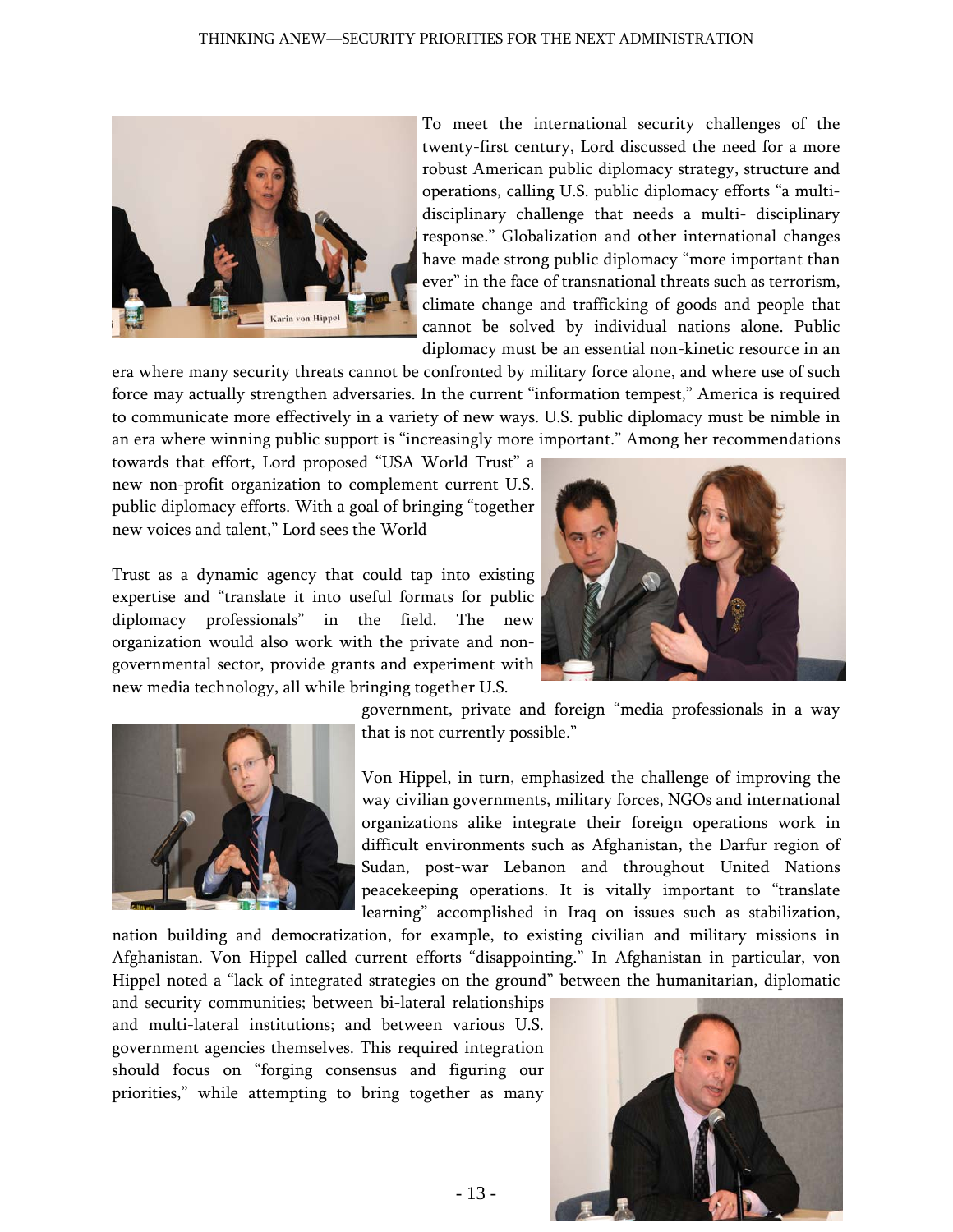To meet the international security challenges of the twenty-first century, Lord discussed the need for a more robust American public diplomacy strategy, structure and operations, calling U.S. public diplomacy efforts "a multi-disciplinary challenge that needs a multi- disciplinary response." Globalization and other international changes have made strong public diplomacy "more important than ever" in the face of transnational threats such as terrorism, climate change and trafficking of goods and people that cannot be solved by individual nations alone. Public diplomacy must be an essential non-kinetic resource in an era where many security threats cannot be confronted by military force alone, and where use of such force may actually strengthen adversaries. In the current "information tempest," America is required to communicate more effectively in a variety of new ways. U.S. public diplomacy must be nimble in an era where winning public support is "increasingly more important." Among her recommendations towards that effort, Lord proposed "USA World Trust" a new non-profit organization to complement current U.S. public diplomacy efforts. With a goal of bringing "together new voices and talent," Lord sees the World Trust as a dynamic agency that could tap into existing expertise and "translate it into useful formats for public diplomacy professionals" in the field. The new organization would also work with the private and non-governmental sector, provide grants and experiment with new media technology, all while bringing together U.S. government, private and foreign "media professionals in a way that is not currently possible."

Von Hippel, in turn, emphasized the challenge of improving the way civilian governments, military forces, NGOs and international organizations alike integrate their foreign operations work in difficult environments such as Afghanistan, the Darfur region of Sudan, post-war Lebanon and throughout United Nations peacekeeping operations. It is vitally important to "translate learning" accomplished in Iraq on issues such as stabilization, nation building and democratization, for example, to existing civilian and military missions in Afghanistan. Von Hippel called current efforts "disappointing." In Afghanistan in particular, von Hippel noted a "lack of integrated strategies on the ground" between the humanitarian, diplomatic and security communities; between bi-lateral relationships and multi-lateral institutions; and between various U.S. government agencies themselves. This required integration should focus on "forging consensus and figuring our priorities," while attempting to bring together as many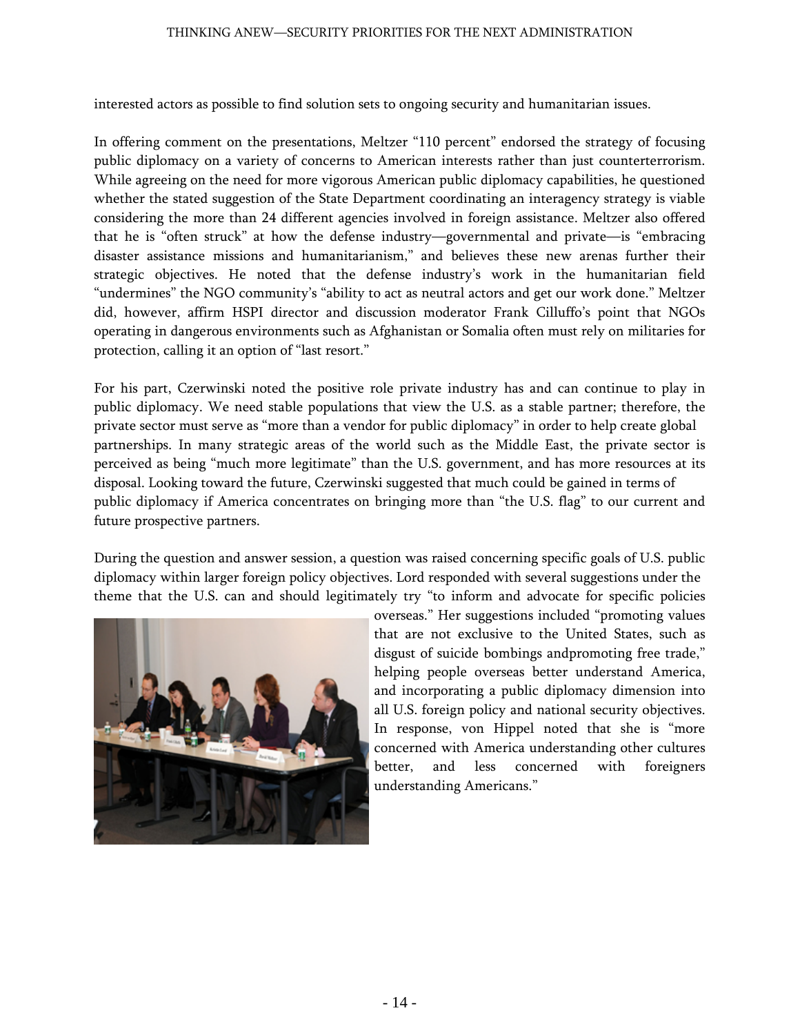interested actors as possible to find solution sets to ongoing security and humanitarian issues.

In offering comment on the presentations, Meltzer "110 percent" endorsed the strategy of focusing public diplomacy on a variety of concerns to American interests rather than just counterterrorism. While agreeing on the need for more vigorous American public diplomacy capabilities, he questioned whether the stated suggestion of the State Department coordinating an interagency strategy is viable considering the more than 24 different agencies involved in foreign assistance. Meltzer also offered that he is "often struck" at how the defense industry—governmental and private—is "embracing disaster assistance missions and humanitarianism," and believes these new arenas further their strategic objectives. He noted that the defense industry's work in the humanitarian field "undermines" the NGO community's "ability to act as neutral actors and get our work done." Meltzer did, however, affirm HSPI director and discussion moderator Frank Cilluffo's point that NGOs operating in dangerous environments such as Afghanistan or Somalia often must rely on militaries for protection, calling it an option of "last resort."

For his part, Czerwinski noted the positive role private industry has and can continue to play in public diplomacy. We need stable populations that view the U.S. as a stable partner; therefore, the private sector must serve as "more than a vendor for public diplomacy" in order to help create global partnerships. In many strategic areas of the world such as the Middle East, the private sector is perceived as being "much more legitimate" than the U.S. government, and has more resources at its disposal. Looking toward the future, Czerwinski suggested that much could be gained in terms of public diplomacy if America concentrates on bringing more than "the U.S. flag" to our current and future prospective partners.

During the question and answer session, a question was raised concerning specific goals of U.S. public diplomacy within larger foreign policy objectives. Lord responded with several suggestions under the theme that the U.S. can and should legitimately try "to inform and advocate for specific policies overseas." Her suggestions included "promoting values that are not exclusive to the United States, such as disgust of suicide bombings andpromoting free trade," helping people overseas better understand America, and incorporating a public diplomacy dimension into all U.S. foreign policy and national security objectives. In response, von Hippel noted that she is "more concerned with America understanding other cultures better, and less concerned with foreigners understanding Americans."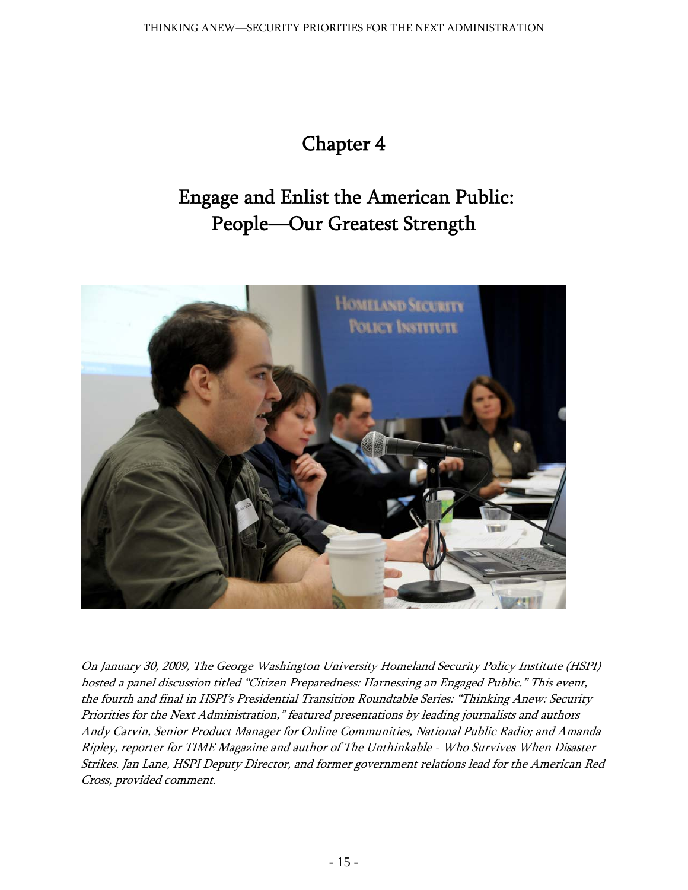# Chapter 4

# Engage and Enlist the American Public: People—Our Greatest Strength

*On January 30, 2009, The George Washington University Homeland Security Policy Institute (HSPI) hosted a panel discussion titled "Citizen Preparedness: Harnessing an Engaged Public." This event, the fourth and final in HSPI's Presidential Transition Roundtable Series: "Thinking Anew: Security Priorities for the Next Administration," featured presentations by leading journalists and authors Andy Carvin, Senior Product Manager for Online Communities, National Public Radio; and Amanda Ripley, reporter for TIME Magazine and author of The Unthinkable - Who Survives When Disaster Strikes. Jan Lane, HSPI Deputy Director, and former government relations lead for the American Red Cross, provided comment.*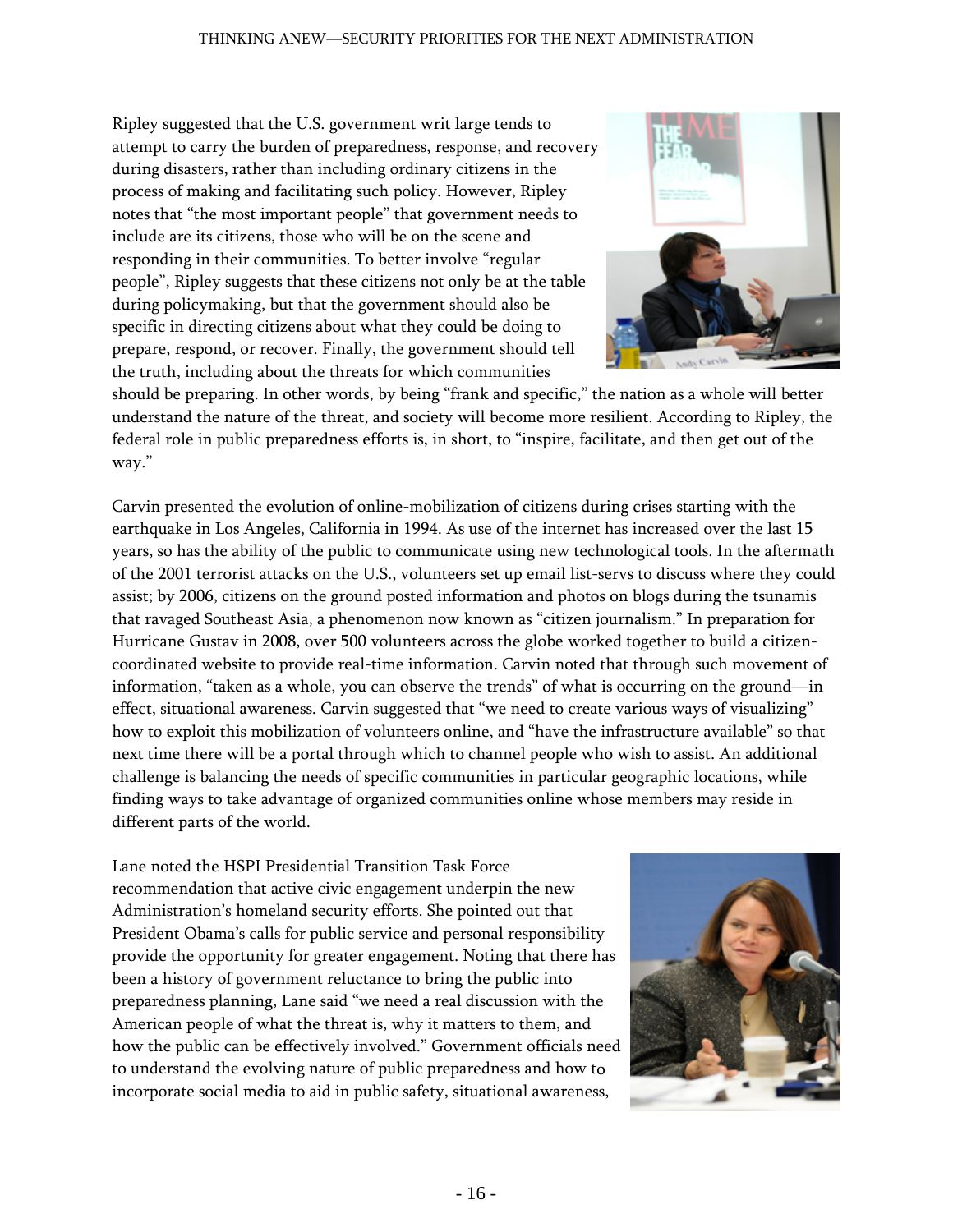Ripley suggested that the U.S. government writ large tends to attempt to carry the burden of preparedness, response, and recovery during disasters, rather than including ordinary citizens in the process of making and facilitating such policy. However, Ripley notes that "the most important people" that government needs to include are its citizens, those who will be on the scene and responding in their communities. To better involve "regular people", Ripley suggests that these citizens not only be at the table during policymaking, but that the government should also be specific in directing citizens about what they could be doing to prepare, respond, or recover. Finally, the government should tell the truth, including about the threats for which communities should be preparing. In other words, by being "frank and specific," the nation as a whole will better understand the nature of the threat, and society will become more resilient. According to Ripley, the federal role in public preparedness efforts is, in short, to "inspire, facilitate, and then get out of the way."

Carvin presented the evolution of online-mobilization of citizens during crises starting with the earthquake in Los Angeles, California in 1994. As use of the internet has increased over the last 15 years, so has the ability of the public to communicate using new technological tools. In the aftermath of the 2001 terrorist attacks on the U.S., volunteers set up email list-servs to discuss where they could assist; by 2006, citizens on the ground posted information and photos on blogs during the tsunamis that ravaged Southeast Asia, a phenomenon now known as "citizen journalism." In preparation for Hurricane Gustav in 2008, over 500 volunteers across the globe worked together to build a citizen-coordinated website to provide real-time information. Carvin noted that through such movement of information, "taken as a whole, you can observe the trends" of what is occurring on the ground—in effect, situational awareness. Carvin suggested that "we need to create various ways of visualizing" how to exploit this mobilization of volunteers online, and "have the infrastructure available" so that next time there will be a portal through which to channel people who wish to assist. An additional challenge is balancing the needs of specific communities in particular geographic locations, while finding ways to take advantage of organized communities online whose members may reside in different parts of the world.

Lane noted the HSPI Presidential Transition Task Force recommendation that active civic engagement underpin the new Administration's homeland security efforts. She pointed out that President Obama's calls for public service and personal responsibility provide the opportunity for greater engagement. Noting that there has been a history of government reluctance to bring the public into preparedness planning, Lane said "we need a real discussion with the American people of what the threat is, why it matters to them, and how the public can be effectively involved." Government officials need to understand the evolving nature of public preparedness and how to incorporate social media to aid in public safety, situational awareness,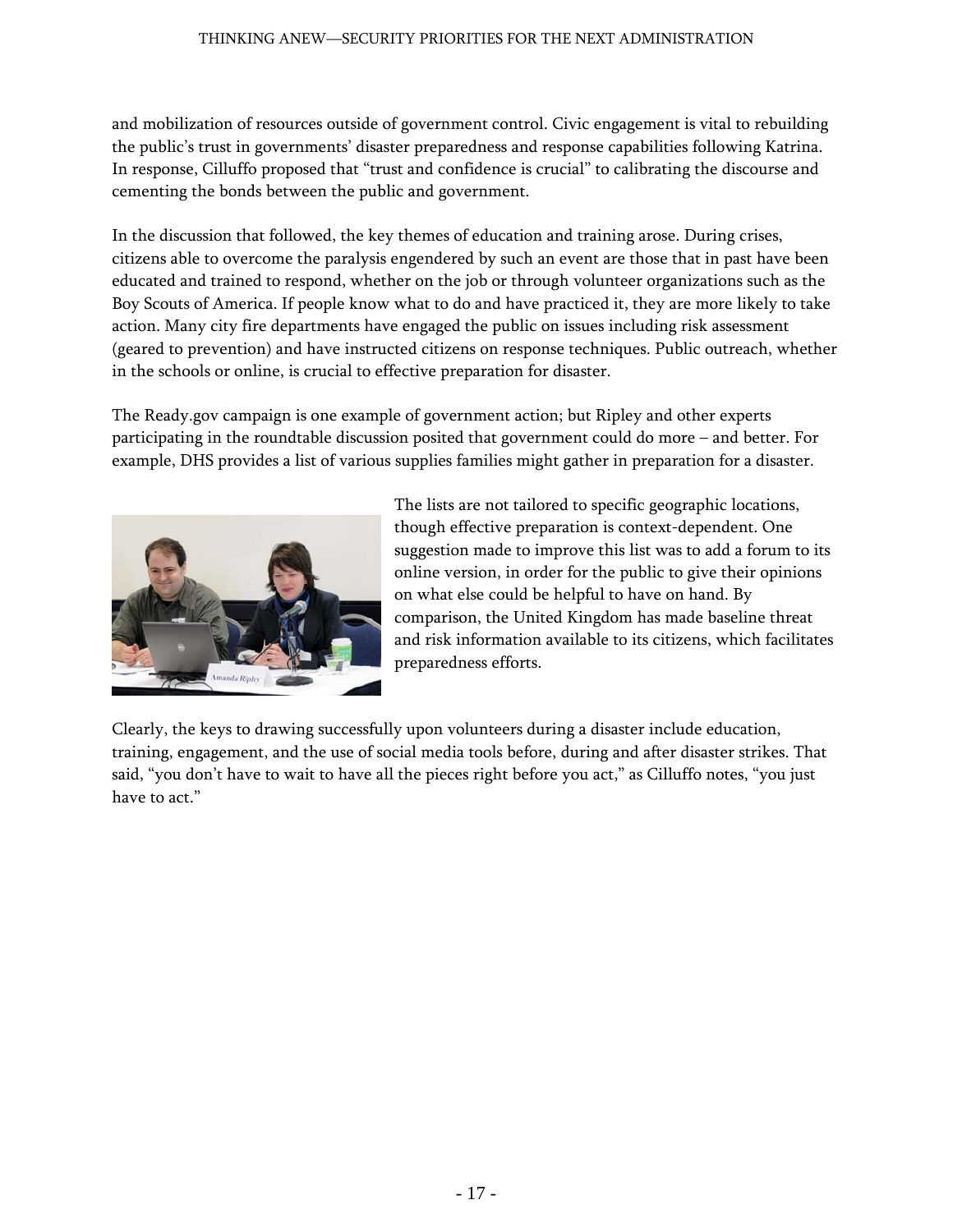and mobilization of resources outside of government control. Civic engagement is vital to rebuilding the public's trust in governments' disaster preparedness and response capabilities following Katrina. In response, Cilluffo proposed that "trust and confidence is crucial" to calibrating the discourse and cementing the bonds between the public and government.

In the discussion that followed, the key themes of education and training arose. During crises, citizens able to overcome the paralysis engendered by such an event are those that in past have been educated and trained to respond, whether on the job or through volunteer organizations such as the Boy Scouts of America. If people know what to do and have practiced it, they are more likely to take action. Many city fire departments have engaged the public on issues including risk assessment (geared to prevention) and have instructed citizens on response techniques. Public outreach, whether in the schools or online, is crucial to effective preparation for disaster.

The Ready.gov campaign is one example of government action; but Ripley and other experts participating in the roundtable discussion posited that government could do more – and better. For example, DHS provides a list of various supplies families might gather in preparation for a disaster.

The lists are not tailored to specific geographic locations, though effective preparation is context-dependent. One suggestion made to improve this list was to add a forum to its online version, in order for the public to give their opinions on what else could be helpful to have on hand. By comparison, the United Kingdom has made baseline threat and risk information available to its citizens, which facilitates preparedness efforts.

Clearly, the keys to drawing successfully upon volunteers during a disaster include education, training, engagement, and the use of social media tools before, during and after disaster strikes. That said, "you don't have to wait to have all the pieces right before you act," as Cilluffo notes, "you just have to act."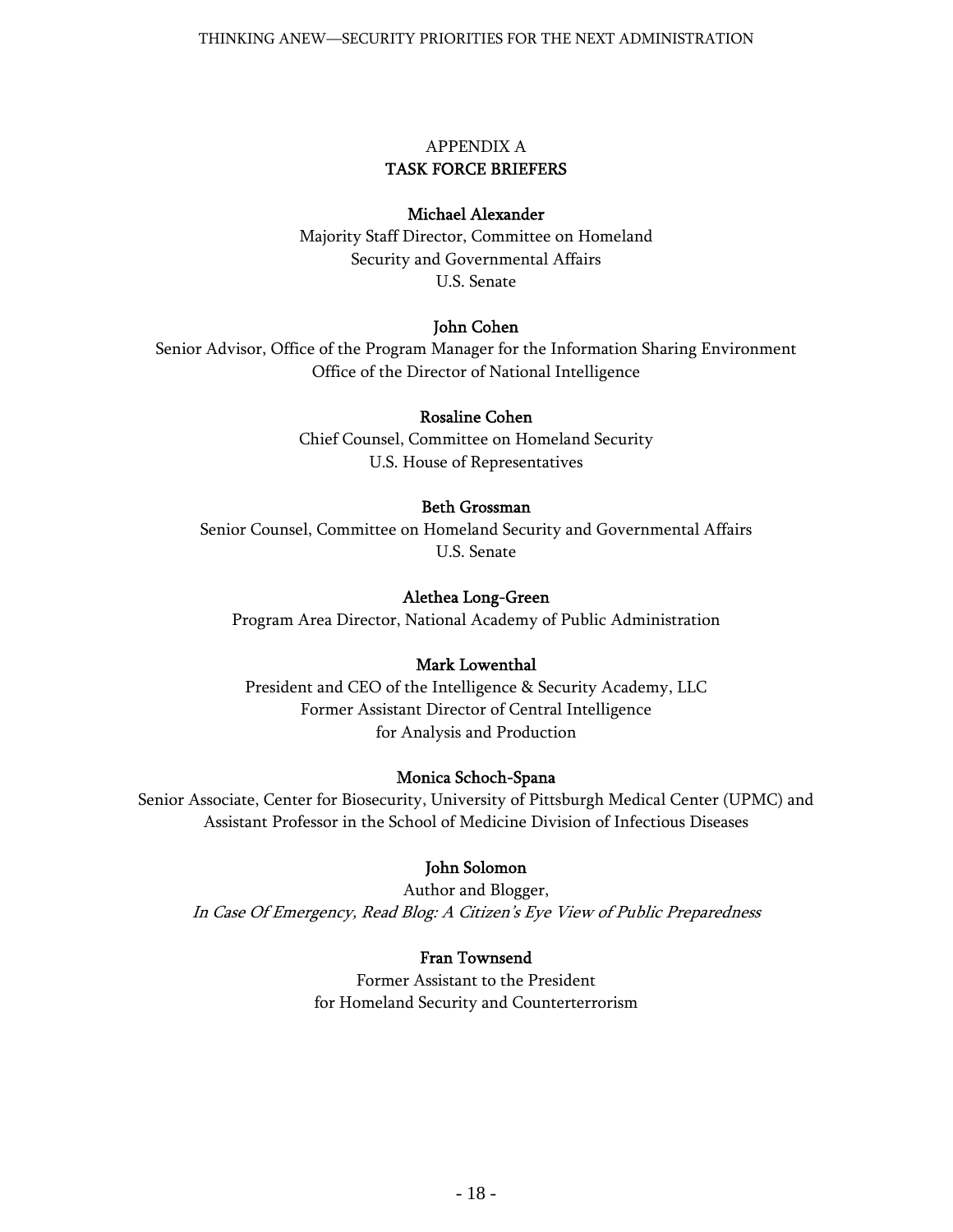## APPENDIX A
## TASK FORCE BRIEFERS

**Michael Alexander**
Majority Staff Director, Committee on Homeland Security and Governmental Affairs
U.S. Senate

**John Cohen**
Senior Advisor, Office of the Program Manager for the Information Sharing Environment
Office of the Director of National Intelligence

**Rosaline Cohen**
Chief Counsel, Committee on Homeland Security
U.S. House of Representatives

**Beth Grossman**
Senior Counsel, Committee on Homeland Security and Governmental Affairs
U.S. Senate

**Alethea Long-Green**
Program Area Director, National Academy of Public Administration

**Mark Lowenthal**
President and CEO of the Intelligence & Security Academy, LLC
Former Assistant Director of Central Intelligence for Analysis and Production

**Monica Schoch-Spana**
Senior Associate, Center for Biosecurity, University of Pittsburgh Medical Center (UPMC) and Assistant Professor in the School of Medicine Division of Infectious Diseases

**John Solomon**
Author and Blogger,
*In Case Of Emergency, Read Blog: A Citizen's Eye View of Public Preparedness*

**Fran Townsend**
Former Assistant to the President for Homeland Security and Counterterrorism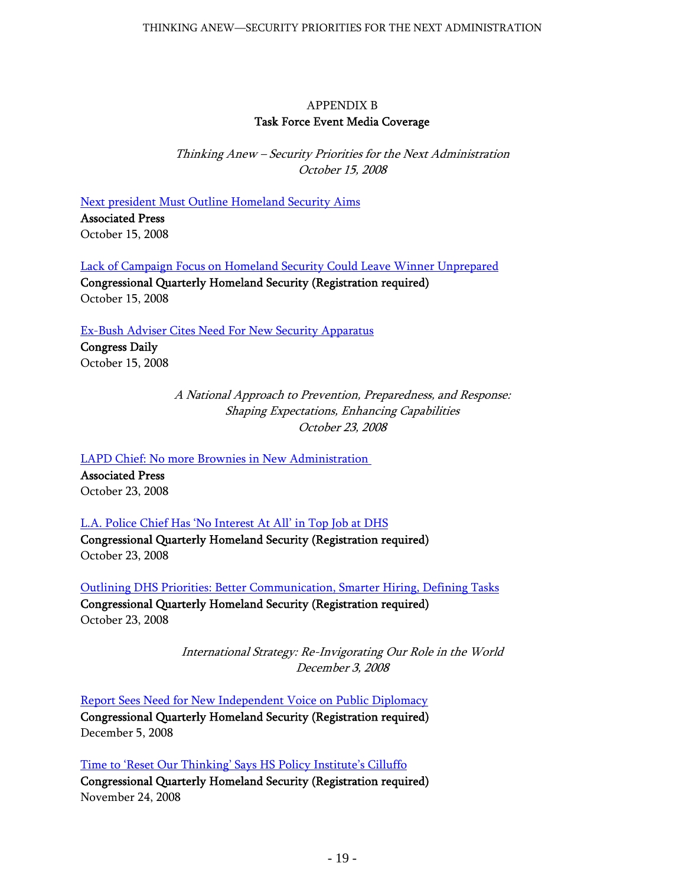## APPENDIX B
## Task Force Event Media Coverage

*Thinking Anew – Security Priorities for the Next Administration*
*October 15, 2008*

Next president Must Outline Homeland Security Aims
**Associated Press**
October 15, 2008

Lack of Campaign Focus on Homeland Security Could Leave Winner Unprepared
**Congressional Quarterly Homeland Security (Registration required)**
October 15, 2008

Ex-Bush Adviser Cites Need For New Security Apparatus
**Congress Daily**
October 15, 2008

*A National Approach to Prevention, Preparedness, and Response:*
*Shaping Expectations, Enhancing Capabilities*
*October 23, 2008*

LAPD Chief: No more Brownies in New Administration
**Associated Press**
October 23, 2008

L.A. Police Chief Has 'No Interest At All' in Top Job at DHS
**Congressional Quarterly Homeland Security (Registration required)**
October 23, 2008

Outlining DHS Priorities: Better Communication, Smarter Hiring, Defining Tasks
**Congressional Quarterly Homeland Security (Registration required)**
October 23, 2008

*International Strategy: Re-Invigorating Our Role in the World*
*December 3, 2008*

Report Sees Need for New Independent Voice on Public Diplomacy
**Congressional Quarterly Homeland Security (Registration required)**
December 5, 2008

Time to 'Reset Our Thinking' Says HS Policy Institute's Cilluffo
**Congressional Quarterly Homeland Security (Registration required)**
November 24, 2008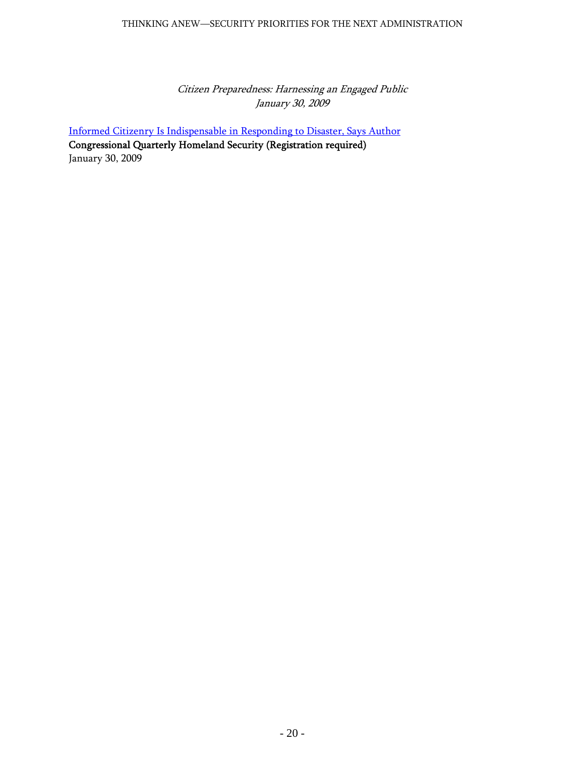*Citizen Preparedness: Harnessing an Engaged Public*
*January 30, 2009*

Informed Citizenry Is Indispensable in Responding to Disaster, Says Author
**Congressional Quarterly Homeland Security (Registration required)**
January 30, 2009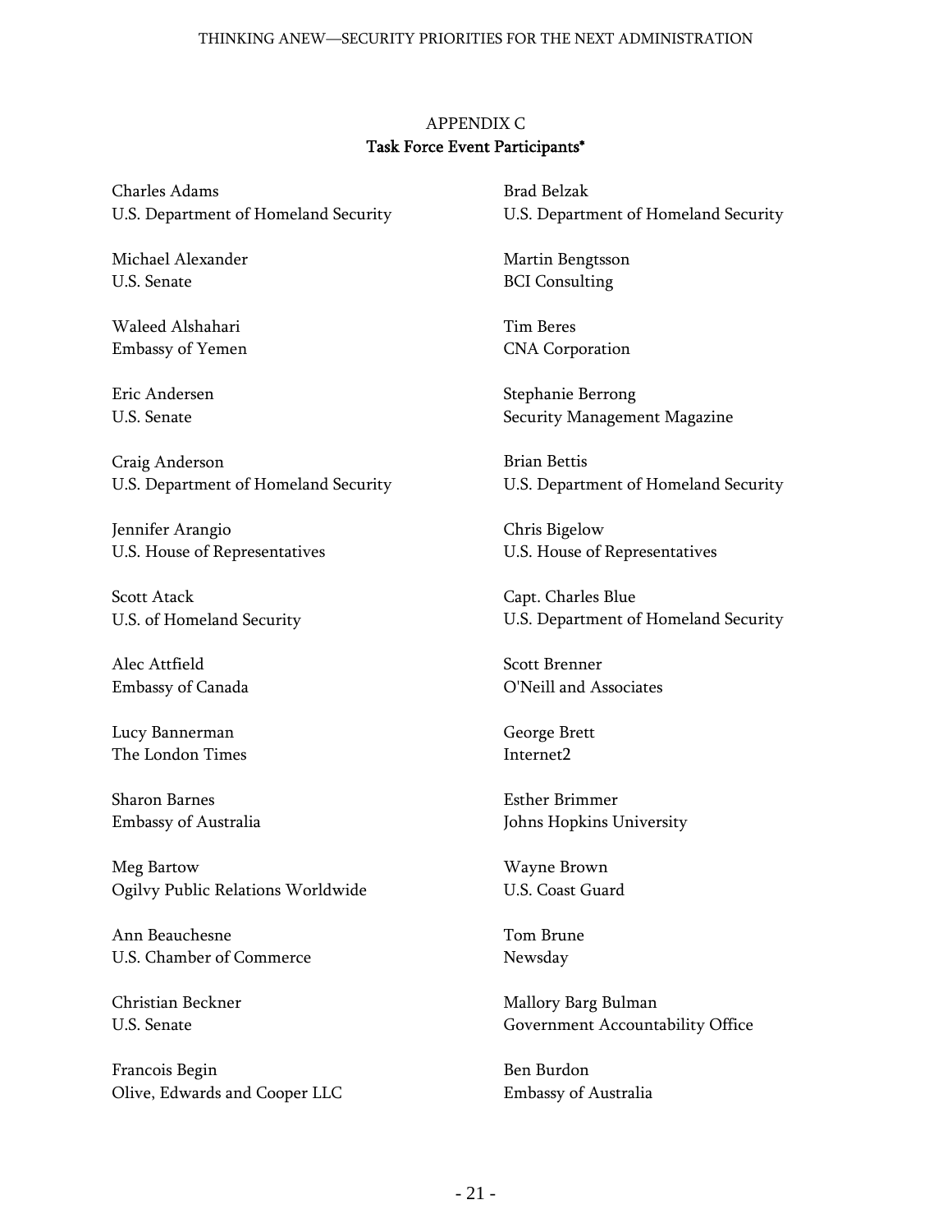## APPENDIX C
**Task Force Event Participants***

Charles Adams
U.S. Department of Homeland Security

Michael Alexander
U.S. Senate

Waleed Alshahari
Embassy of Yemen

Eric Andersen
U.S. Senate

Craig Anderson
U.S. Department of Homeland Security

Jennifer Arangio
U.S. House of Representatives

Scott Atack
U.S. of Homeland Security

Alec Attfield
Embassy of Canada

Lucy Bannerman
The London Times

Sharon Barnes
Embassy of Australia

Meg Bartow
Ogilvy Public Relations Worldwide

Ann Beauchesne
U.S. Chamber of Commerce

Christian Beckner
U.S. Senate

Francois Begin
Olive, Edwards and Cooper LLC

Brad Belzak
U.S. Department of Homeland Security

Martin Bengtsson
BCI Consulting

Tim Beres
CNA Corporation

Stephanie Berrong
Security Management Magazine

Brian Bettis
U.S. Department of Homeland Security

Chris Bigelow
U.S. House of Representatives

Capt. Charles Blue
U.S. Department of Homeland Security

Scott Brenner
O'Neill and Associates

George Brett
Internet2

Esther Brimmer
Johns Hopkins University

Wayne Brown
U.S. Coast Guard

Tom Brune
Newsday

Mallory Barg Bulman
Government Accountability Office

Ben Burdon
Embassy of Australia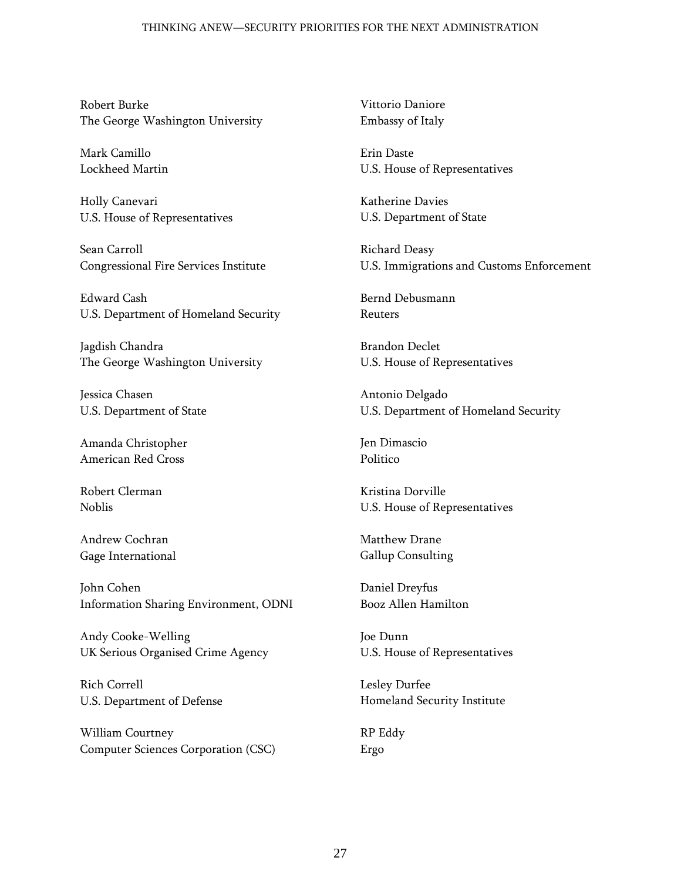Robert Burke
The George Washington University

Mark Camillo
Lockheed Martin

Holly Canevari
U.S. House of Representatives

Sean Carroll
Congressional Fire Services Institute

Edward Cash
U.S. Department of Homeland Security

Jagdish Chandra
The George Washington University

Jessica Chasen
U.S. Department of State

Amanda Christopher
American Red Cross

Robert Clerman
Noblis

Andrew Cochran
Gage International

John Cohen
Information Sharing Environment, ODNI

Andy Cooke-Welling
UK Serious Organised Crime Agency

Rich Correll
U.S. Department of Defense

William Courtney
Computer Sciences Corporation (CSC)

Vittorio Daniore
Embassy of Italy

Erin Daste
U.S. House of Representatives

Katherine Davies
U.S. Department of State

Richard Deasy
U.S. Immigrations and Customs Enforcement

Bernd Debusmann
Reuters

Brandon Declet
U.S. House of Representatives

Antonio Delgado
U.S. Department of Homeland Security

Jen Dimascio
Politico

Kristina Dorville
U.S. House of Representatives

Matthew Drane
Gallup Consulting

Daniel Dreyfus
Booz Allen Hamilton

Joe Dunn
U.S. House of Representatives

Lesley Durfee
Homeland Security Institute

RP Eddy
Ergo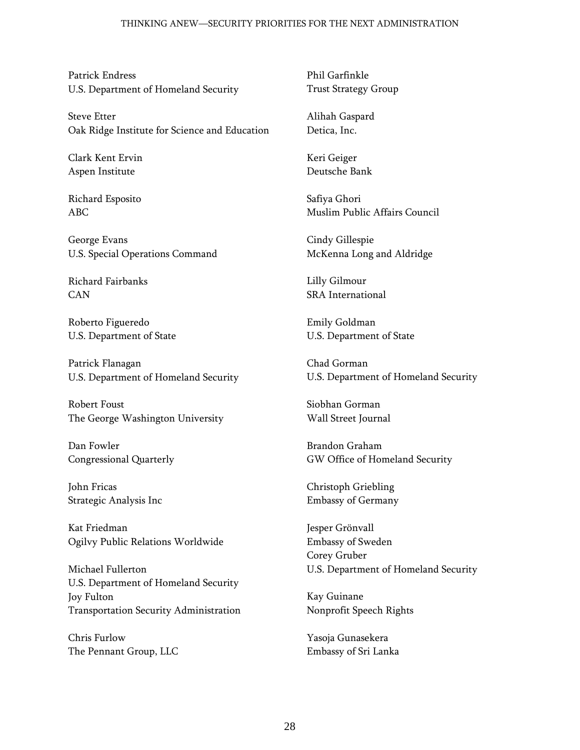Patrick Endress  
U.S. Department of Homeland Security

Steve Etter  
Oak Ridge Institute for Science and Education

Clark Kent Ervin  
Aspen Institute

Richard Esposito  
ABC

George Evans  
U.S. Special Operations Command

Richard Fairbanks  
CAN

Roberto Figueredo  
U.S. Department of State

Patrick Flanagan  
U.S. Department of Homeland Security

Robert Foust  
The George Washington University

Dan Fowler  
Congressional Quarterly

John Fricas  
Strategic Analysis Inc

Kat Friedman  
Ogilvy Public Relations Worldwide

Michael Fullerton  
U.S. Department of Homeland Security  
Joy Fulton  
Transportation Security Administration

Chris Furlow  
The Pennant Group, LLC

Phil Garfinkle  
Trust Strategy Group

Alihah Gaspard  
Detica, Inc.

Keri Geiger  
Deutsche Bank

Safiya Ghori  
Muslim Public Affairs Council

Cindy Gillespie  
McKenna Long and Aldridge

Lilly Gilmour  
SRA International

Emily Goldman  
U.S. Department of State

Chad Gorman  
U.S. Department of Homeland Security

Siobhan Gorman  
Wall Street Journal

Brandon Graham  
GW Office of Homeland Security

Christoph Griebling  
Embassy of Germany

Jesper Grönvall  
Embassy of Sweden  
Corey Gruber  
U.S. Department of Homeland Security

Kay Guinane  
Nonprofit Speech Rights

Yasoja Gunasekera  
Embassy of Sri Lanka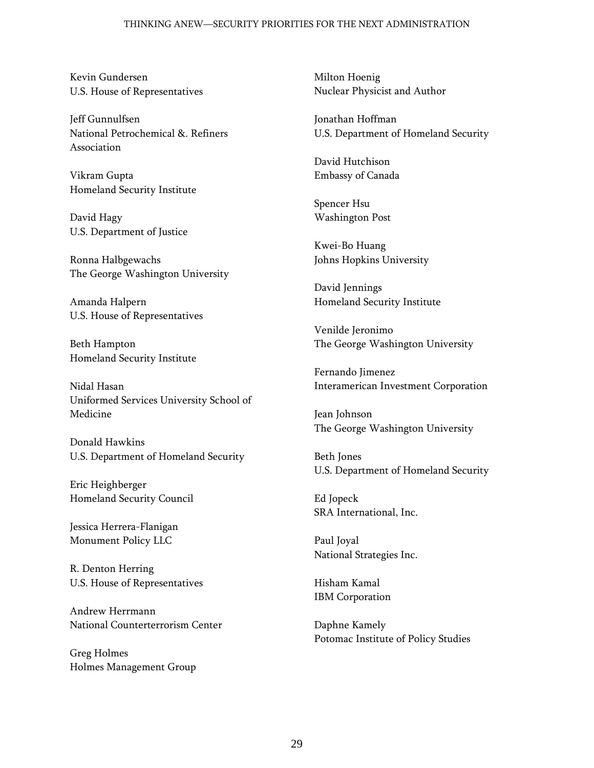Kevin Gundersen
U.S. House of Representatives

Jeff Gunnulfsen
National Petrochemical &. Refiners Association

Vikram Gupta
Homeland Security Institute

David Hagy
U.S. Department of Justice

Ronna Halbgewachs
The George Washington University

Amanda Halpern
U.S. House of Representatives

Beth Hampton
Homeland Security Institute

Nidal Hasan
Uniformed Services University School of Medicine

Donald Hawkins
U.S. Department of Homeland Security

Eric Heighberger
Homeland Security Council

Jessica Herrera-Flanigan
Monument Policy LLC

R. Denton Herring
U.S. House of Representatives

Andrew Herrmann
National Counterterrorism Center

Greg Holmes
Holmes Management Group

Milton Hoenig
Nuclear Physicist and Author

Jonathan Hoffman
U.S. Department of Homeland Security

David Hutchison
Embassy of Canada

Spencer Hsu
Washington Post

Kwei-Bo Huang
Johns Hopkins University

David Jennings
Homeland Security Institute

Venilde Jeronimo
The George Washington University

Fernando Jimenez
Interamerican Investment Corporation

Jean Johnson
The George Washington University

Beth Jones
U.S. Department of Homeland Security

Ed Jopeck
SRA International, Inc.

Paul Joyal
National Strategies Inc.

Hisham Kamal
IBM Corporation

Daphne Kamely
Potomac Institute of Policy Studies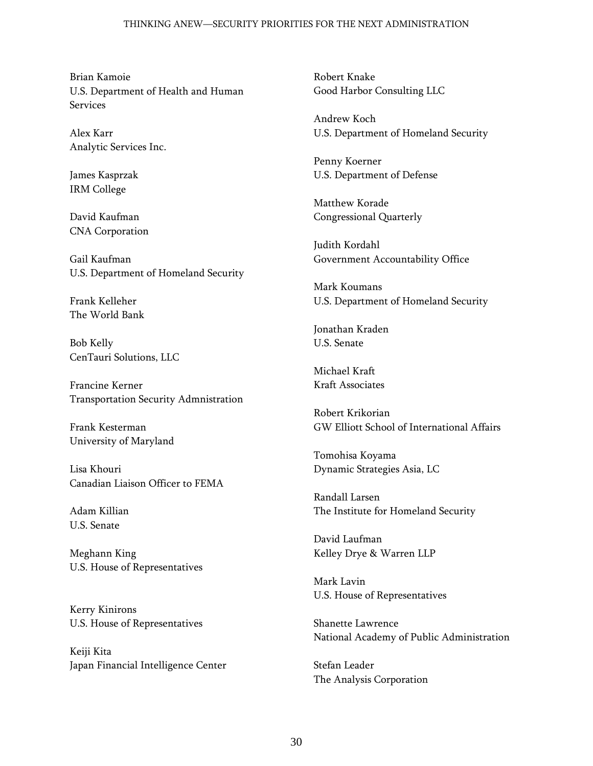Brian Kamoie
U.S. Department of Health and Human Services

Alex Karr
Analytic Services Inc.

James Kasprzak
IRM College

David Kaufman
CNA Corporation

Gail Kaufman
U.S. Department of Homeland Security

Frank Kelleher
The World Bank

Bob Kelly
CenTauri Solutions, LLC

Francine Kerner
Transportation Security Admnistration

Frank Kesterman
University of Maryland

Lisa Khouri
Canadian Liaison Officer to FEMA

Adam Killian
U.S. Senate

Meghann King
U.S. House of Representatives

Kerry Kinirons
U.S. House of Representatives

Keiji Kita
Japan Financial Intelligence Center

Robert Knake
Good Harbor Consulting LLC

Andrew Koch
U.S. Department of Homeland Security

Penny Koerner
U.S. Department of Defense

Matthew Korade
Congressional Quarterly

Judith Kordahl
Government Accountability Office

Mark Koumans
U.S. Department of Homeland Security

Jonathan Kraden
U.S. Senate

Michael Kraft
Kraft Associates

Robert Krikorian
GW Elliott School of International Affairs

Tomohisa Koyama
Dynamic Strategies Asia, LC

Randall Larsen
The Institute for Homeland Security

David Laufman
Kelley Drye & Warren LLP

Mark Lavin
U.S. House of Representatives

Shanette Lawrence
National Academy of Public Administration

Stefan Leader
The Analysis Corporation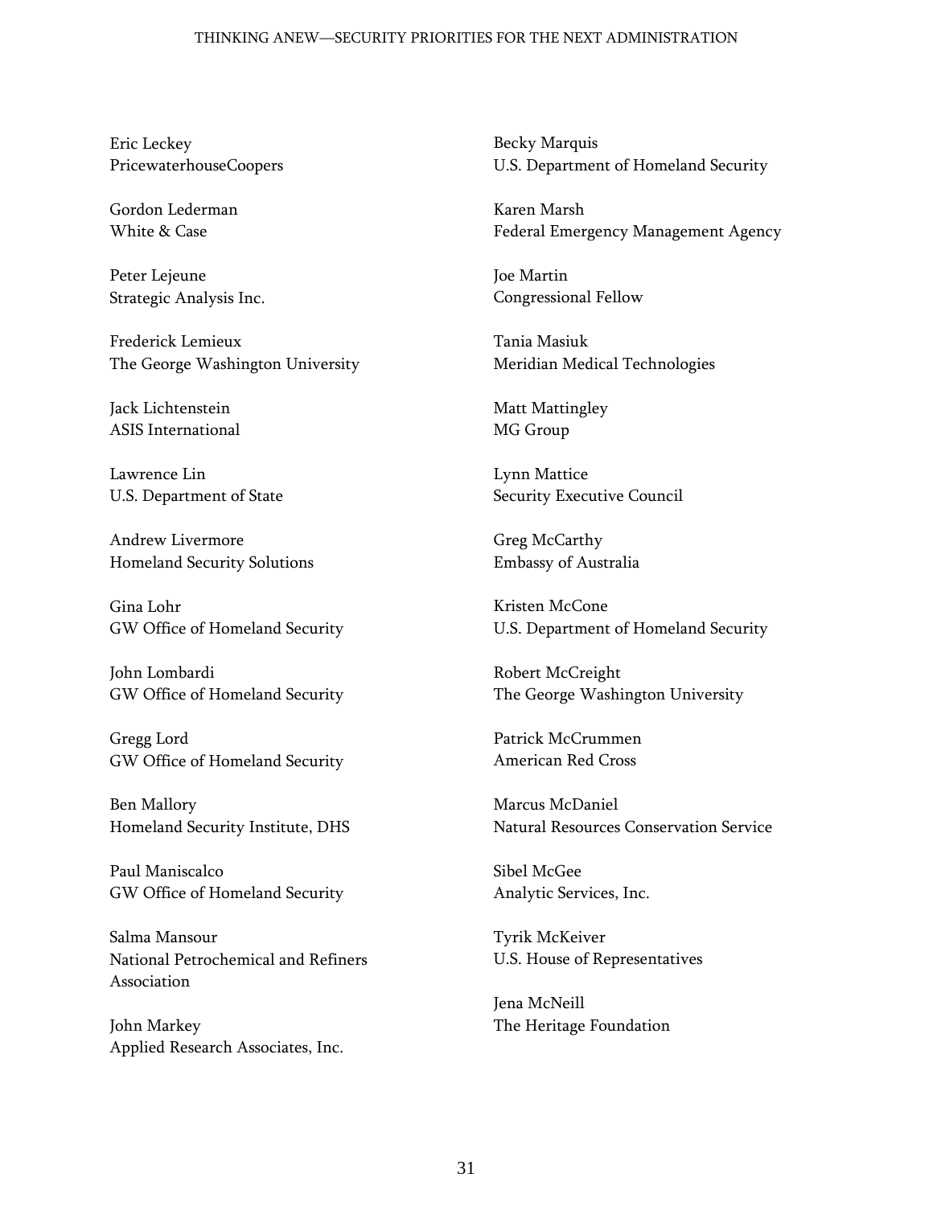Eric Leckey
PricewaterhouseCoopers

Gordon Lederman
White & Case

Peter Lejeune
Strategic Analysis Inc.

Frederick Lemieux
The George Washington University

Jack Lichtenstein
ASIS International

Lawrence Lin
U.S. Department of State

Andrew Livermore
Homeland Security Solutions

Gina Lohr
GW Office of Homeland Security

John Lombardi
GW Office of Homeland Security

Gregg Lord
GW Office of Homeland Security

Ben Mallory
Homeland Security Institute, DHS

Paul Maniscalco
GW Office of Homeland Security

Salma Mansour
National Petrochemical and Refiners Association

John Markey
Applied Research Associates, Inc.

Becky Marquis
U.S. Department of Homeland Security

Karen Marsh
Federal Emergency Management Agency

Joe Martin
Congressional Fellow

Tania Masiuk
Meridian Medical Technologies

Matt Mattingley
MG Group

Lynn Mattice
Security Executive Council

Greg McCarthy
Embassy of Australia

Kristen McCone
U.S. Department of Homeland Security

Robert McCreight
The George Washington University

Patrick McCrummen
American Red Cross

Marcus McDaniel
Natural Resources Conservation Service

Sibel McGee
Analytic Services, Inc.

Tyrik McKeiver
U.S. House of Representatives

Jena McNeill
The Heritage Foundation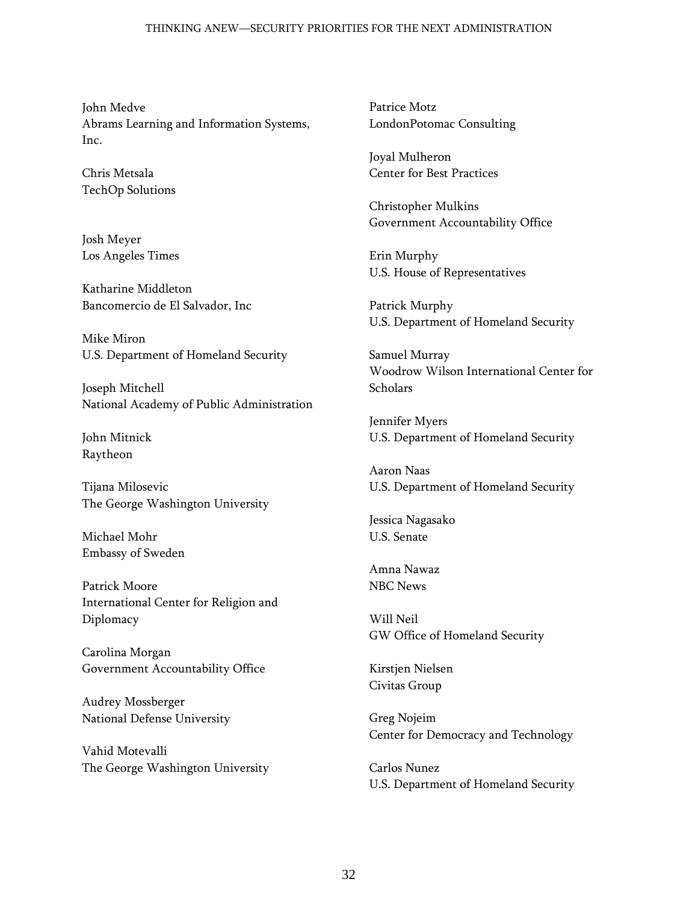John Medve
Abrams Learning and Information Systems, Inc.

Chris Metsala
TechOp Solutions

Josh Meyer
Los Angeles Times

Katharine Middleton
Bancomercio de El Salvador, Inc

Mike Miron
U.S. Department of Homeland Security

Joseph Mitchell
National Academy of Public Administration

John Mitnick
Raytheon

Tijana Milosevic
The George Washington University

Michael Mohr
Embassy of Sweden

Patrick Moore
International Center for Religion and Diplomacy

Carolina Morgan
Government Accountability Office

Audrey Mossberger
National Defense University

Vahid Motevalli
The George Washington University

Patrice Motz
LondonPotomac Consulting

Joyal Mulheron
Center for Best Practices

Christopher Mulkins
Government Accountability Office

Erin Murphy
U.S. House of Representatives

Patrick Murphy
U.S. Department of Homeland Security

Samuel Murray
Woodrow Wilson International Center for Scholars

Jennifer Myers
U.S. Department of Homeland Security

Aaron Naas
U.S. Department of Homeland Security

Jessica Nagasako
U.S. Senate

Amna Nawaz
NBC News

Will Neil
GW Office of Homeland Security

Kirstjen Nielsen
Civitas Group

Greg Nojeim
Center for Democracy and Technology

Carlos Nunez
U.S. Department of Homeland Security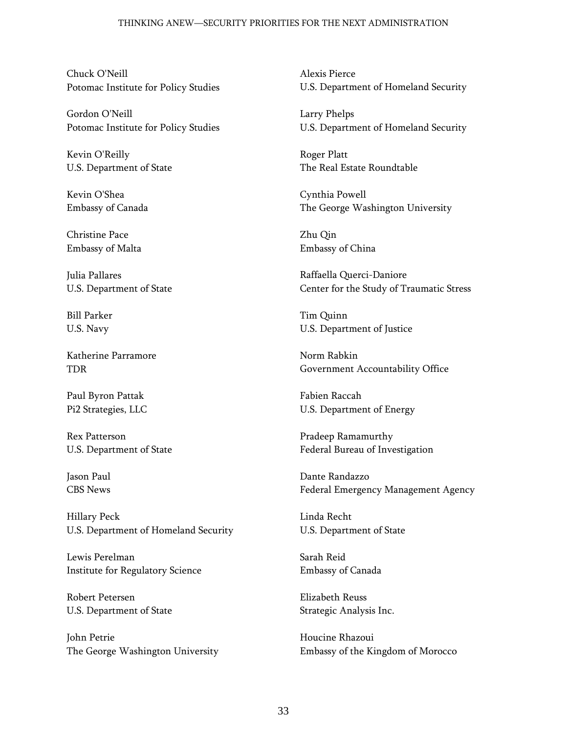Chuck O'Neill
Potomac Institute for Policy Studies

Gordon O'Neill
Potomac Institute for Policy Studies

Kevin O'Reilly
U.S. Department of State

Kevin O'Shea
Embassy of Canada

Christine Pace
Embassy of Malta

Julia Pallares
U.S. Department of State

Bill Parker
U.S. Navy

Katherine Parramore
TDR

Paul Byron Pattak
Pi2 Strategies, LLC

Rex Patterson
U.S. Department of State

Jason Paul
CBS News

Hillary Peck
U.S. Department of Homeland Security

Lewis Perelman
Institute for Regulatory Science

Robert Petersen
U.S. Department of State

John Petrie
The George Washington University

Alexis Pierce
U.S. Department of Homeland Security

Larry Phelps
U.S. Department of Homeland Security

Roger Platt
The Real Estate Roundtable

Cynthia Powell
The George Washington University

Zhu Qin
Embassy of China

Raffaella Querci-Daniore
Center for the Study of Traumatic Stress

Tim Quinn
U.S. Department of Justice

Norm Rabkin
Government Accountability Office

Fabien Raccah
U.S. Department of Energy

Pradeep Ramamurthy
Federal Bureau of Investigation

Dante Randazzo
Federal Emergency Management Agency

Linda Recht
U.S. Department of State

Sarah Reid
Embassy of Canada

Elizabeth Reuss
Strategic Analysis Inc.

Houcine Rhazoui
Embassy of the Kingdom of Morocco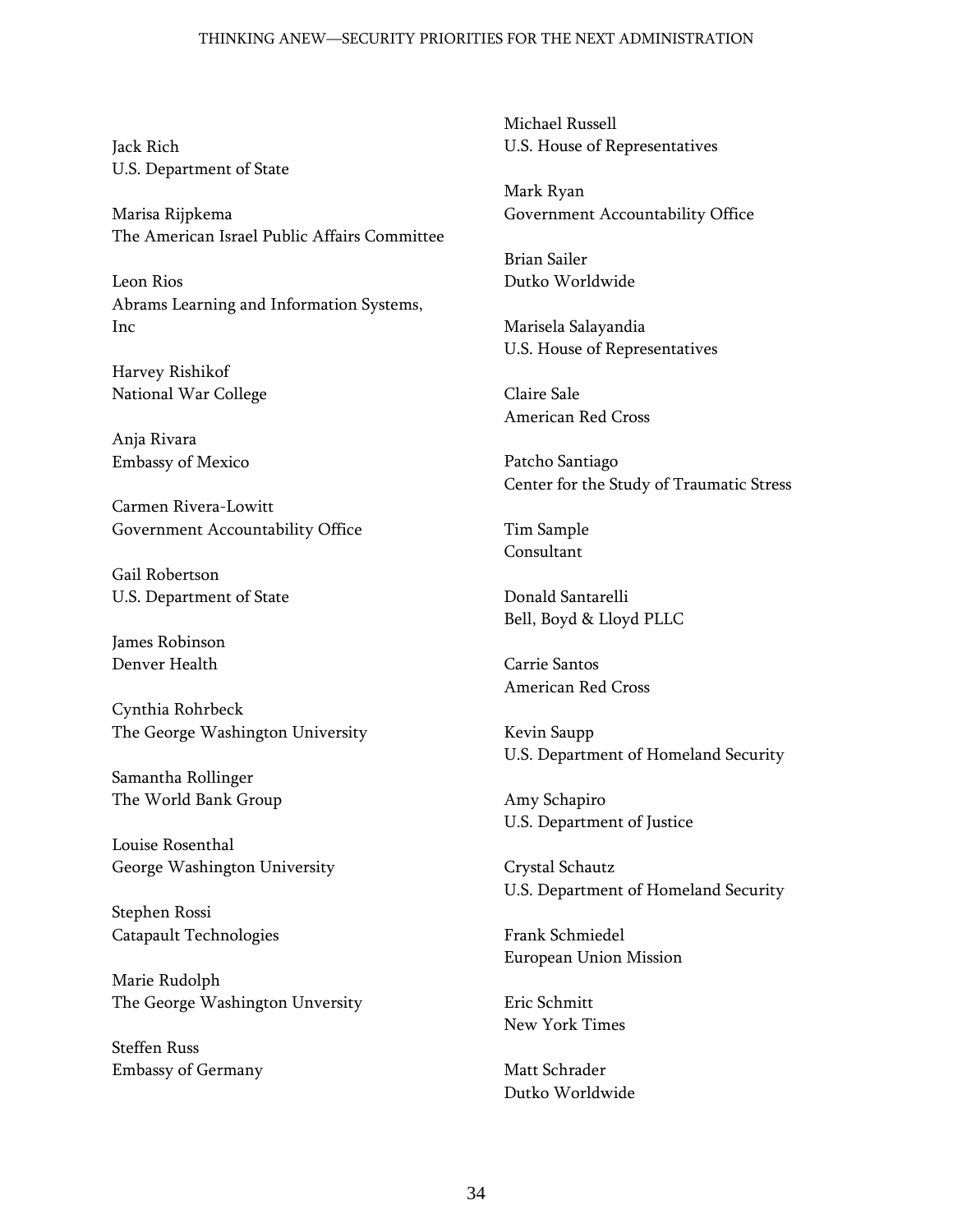Jack Rich
U.S. Department of State

Marisa Rijpkema
The American Israel Public Affairs Committee

Leon Rios
Abrams Learning and Information Systems, Inc

Harvey Rishikof
National War College

Anja Rivara
Embassy of Mexico

Carmen Rivera-Lowitt
Government Accountability Office

Gail Robertson
U.S. Department of State

James Robinson
Denver Health

Cynthia Rohrbeck
The George Washington University

Samantha Rollinger
The World Bank Group

Louise Rosenthal
George Washington University

Stephen Rossi
Catapault Technologies

Marie Rudolph
The George Washington Unversity

Steffen Russ
Embassy of Germany

Michael Russell
U.S. House of Representatives

Mark Ryan
Government Accountability Office

Brian Sailer
Dutko Worldwide

Marisela Salayandia
U.S. House of Representatives

Claire Sale
American Red Cross

Patcho Santiago
Center for the Study of Traumatic Stress

Tim Sample
Consultant

Donald Santarelli
Bell, Boyd & Lloyd PLLC

Carrie Santos
American Red Cross

Kevin Saupp
U.S. Department of Homeland Security

Amy Schapiro
U.S. Department of Justice

Crystal Schautz
U.S. Department of Homeland Security

Frank Schmiedel
European Union Mission

Eric Schmitt
New York Times

Matt Schrader
Dutko Worldwide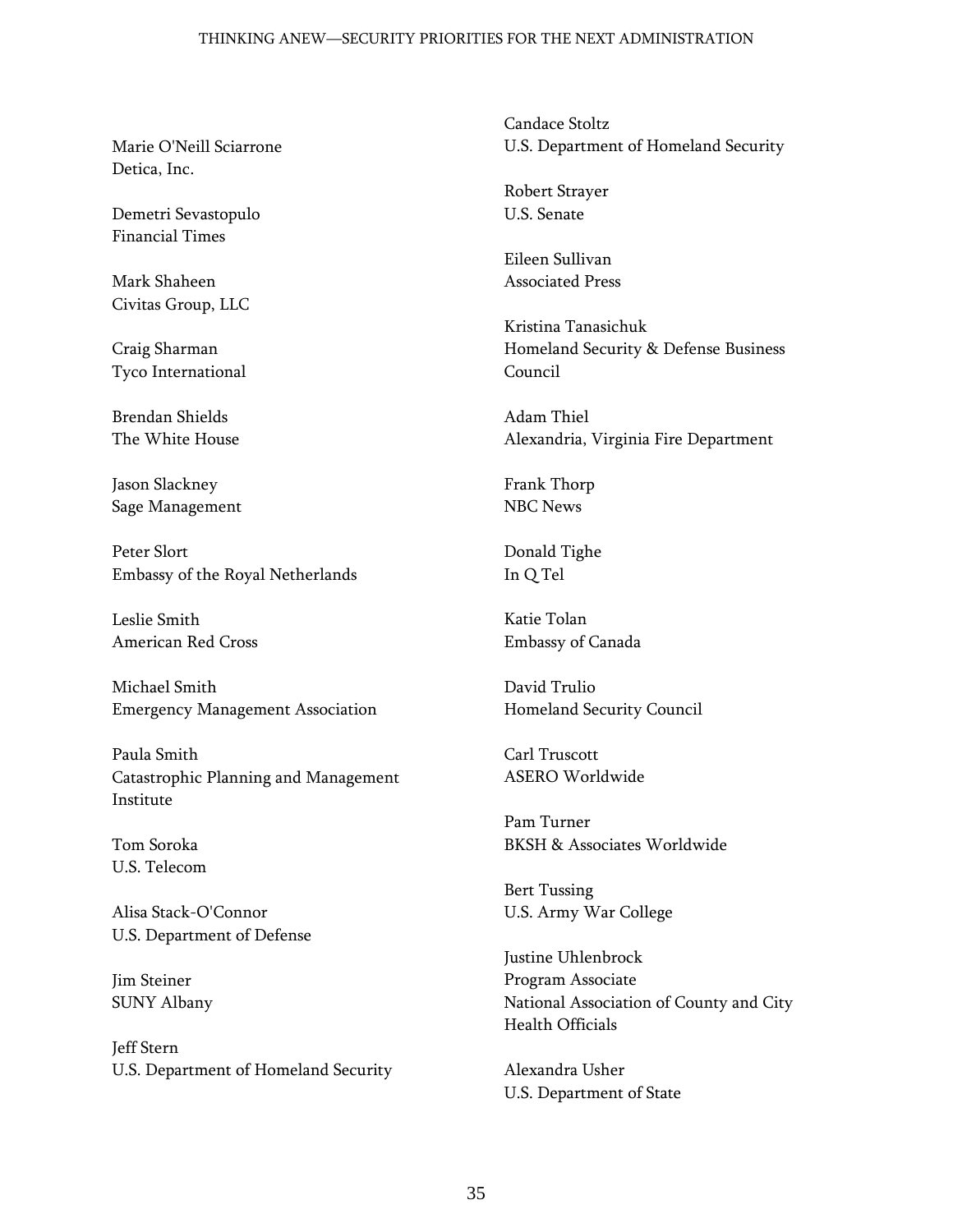Marie O'Neill Sciarrone
Detica, Inc.

Demetri Sevastopulo
Financial Times

Mark Shaheen
Civitas Group, LLC

Craig Sharman
Tyco International

Brendan Shields
The White House

Jason Slackney
Sage Management

Peter Slort
Embassy of the Royal Netherlands

Leslie Smith
American Red Cross

Michael Smith
Emergency Management Association

Paula Smith
Catastrophic Planning and Management Institute

Tom Soroka
U.S. Telecom

Alisa Stack-O'Connor
U.S. Department of Defense

Jim Steiner
SUNY Albany

Jeff Stern
U.S. Department of Homeland Security

Candace Stoltz
U.S. Department of Homeland Security

Robert Strayer
U.S. Senate

Eileen Sullivan
Associated Press

Kristina Tanasichuk
Homeland Security & Defense Business Council

Adam Thiel
Alexandria, Virginia Fire Department

Frank Thorp
NBC News

Donald Tighe
In Q Tel

Katie Tolan
Embassy of Canada

David Trulio
Homeland Security Council

Carl Truscott
ASERO Worldwide

Pam Turner
BKSH & Associates Worldwide

Bert Tussing
U.S. Army War College

Justine Uhlenbrock
Program Associate
National Association of County and City Health Officials

Alexandra Usher
U.S. Department of State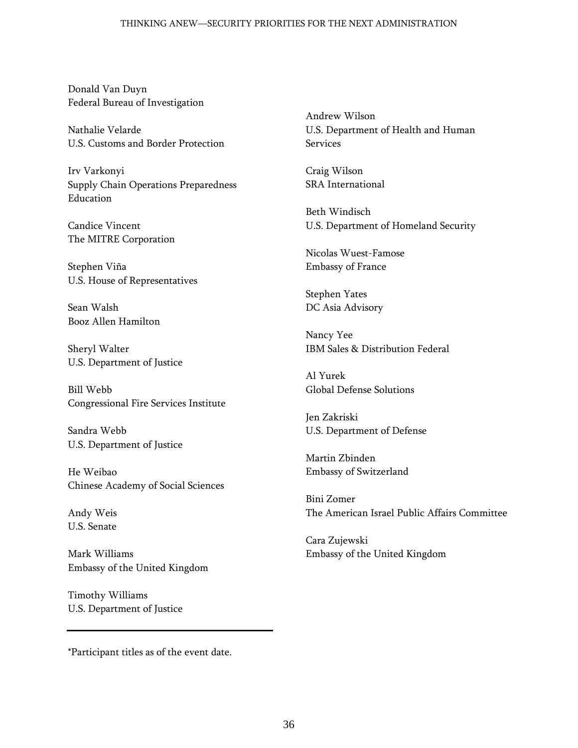Donald Van Duyn
Federal Bureau of Investigation

Nathalie Velarde
U.S. Customs and Border Protection

Irv Varkonyi
Supply Chain Operations Preparedness Education

Candice Vincent
The MITRE Corporation

Stephen Viña
U.S. House of Representatives

Sean Walsh
Booz Allen Hamilton

Sheryl Walter
U.S. Department of Justice

Bill Webb
Congressional Fire Services Institute

Sandra Webb
U.S. Department of Justice

He Weibao
Chinese Academy of Social Sciences

Andy Weis
U.S. Senate

Mark Williams
Embassy of the United Kingdom

Timothy Williams
U.S. Department of Justice

Andrew Wilson
U.S. Department of Health and Human Services

Craig Wilson
SRA International

Beth Windisch
U.S. Department of Homeland Security

Nicolas Wuest-Famose
Embassy of France

Stephen Yates
DC Asia Advisory

Nancy Yee
IBM Sales & Distribution Federal

Al Yurek
Global Defense Solutions

Jen Zakriski
U.S. Department of Defense

Martin Zbinden
Embassy of Switzerland

Bini Zomer
The American Israel Public Affairs Committee

Cara Zujewski
Embassy of the United Kingdom

---

*Participant titles as of the event date.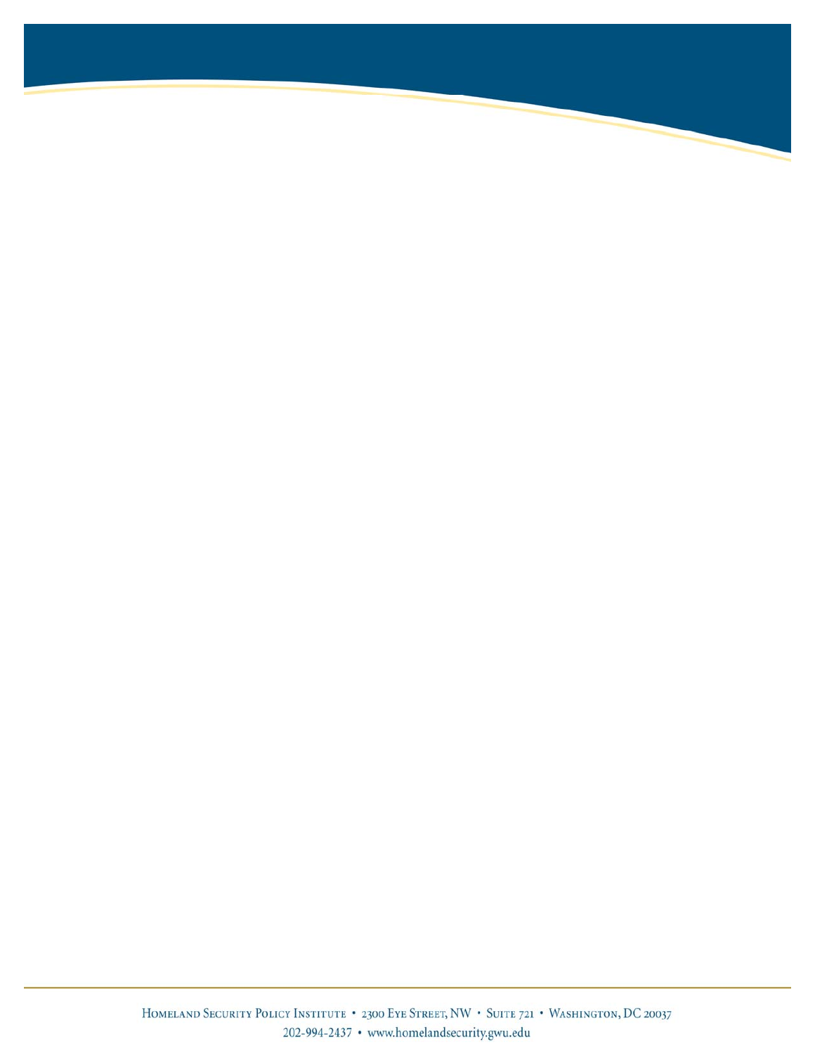Homeland Security Policy Institute • 2300 Eye Street, NW • Suite 721 • Washington, DC 20037
202-994-2437 • www.homelandsecurity.gwu.edu